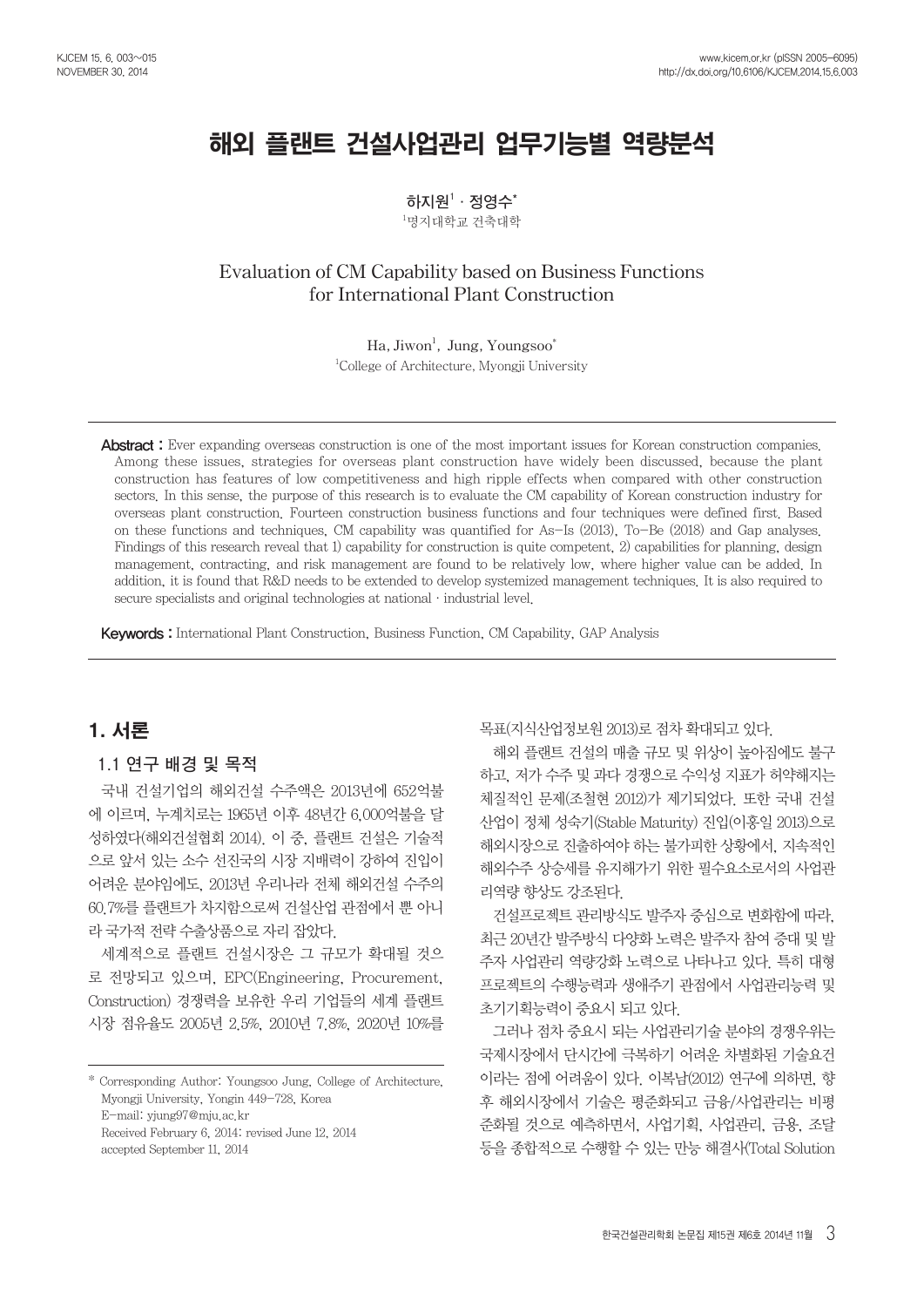# 해외 플랜트 건설사업관리 업무기능별 역량분석

하지원[1] · 정영수*

[1]명지대학교 건축대학

## Evaluation of CM Capability based on Business Functions for International Plant Construction

Ha, Jiwon[1], Jung, Youngsoo*

[1]College of Architecture, Myongji University

**Abstract :** Ever expanding overseas construction is one of the most important issues for Korean construction companies. Among these issues, strategies for overseas plant construction have widely been discussed, because the plant construction has features of low competitiveness and high ripple effects when compared with other construction sectors. In this sense, the purpose of this research is to evaluate the CM capability of Korean construction industry for overseas plant construction. Fourteen construction business functions and four techniques were defined first. Based on these functions and techniques, CM capability was quantified for As-Is (2013), To-Be (2018) and Gap analyses. Findings of this research reveal that 1) capability for construction is quite competent, 2) capabilities for planning, design management, contracting, and risk management are found to be relatively low, where higher value can be added. In addition, it is found that R&D needs to be extended to develop systemized management techniques. It is also required to secure specialists and original technologies at national · industrial level.

**Keywords :** International Plant Construction, Business Function, CM Capability, GAP Analysis

## 1. 서론

### 1.1 연구 배경 및 목적

국내 건설기업의 해외건설 수주액은 2013년에 652억불에 이르며, 누계치로는 1965년 이후 48년간 6,000억불을 달성하였다(해외건설협회 2014). 이 중, 플랜트 건설은 기술적으로 앞서 있는 소수 선진국의 시장 지배력이 강하여 진입이 어려운 분야임에도, 2013년 우리나라 전체 해외건설 수주의 60.7%를 플랜트가 차지함으로써 건설산업 관점에서 뿐 아니라 국가적 전략 수출상품으로 자리 잡았다.

세계적으로 플랜트 건설시장은 그 규모가 확대될 것으로 전망되고 있으며, EPC(Engineering, Procurement, Construction) 경쟁력을 보유한 우리 기업들의 세계 플랜트 시장 점유율도 2005년 2.5%, 2010년 7.8%, 2020년 10%를 목표(지식산업정보원 2013)로 점차 확대되고 있다.

해외 플랜트 건설의 매출 규모 및 위상이 높아짐에도 불구하고, 저가 수주 및 과다 경쟁으로 수익성 지표가 허약해지는 체질적인 문제(조철현 2012)가 제기되었다. 또한 국내 건설산업이 정체 성숙기(Stable Maturity) 진입(이홍일 2013)으로 해외시장으로 진출하여야 하는 불가피한 상황에서, 지속적인 해외수주 상승세를 유지해가기 위한 필수요소로서의 사업관리역량 향상도 강조된다.

건설프로젝트 관리방식도 발주자 중심으로 변화함에 따라, 최근 20년간 발주방식 다양화 노력은 발주자 참여 증대 및 발주자 사업관리 역량강화 노력으로 나타나고 있다. 특히 대형 프로젝트의 수행능력과 생애주기 관점에서 사업관리능력 및 초기기획능력이 중요시 되고 있다.

그러나 점차 중요시 되는 사업관리기술 분야의 경쟁우위는 국제시장에서 단시간에 극복하기 어려운 차별화된 기술요건이라는 점에 어려움이 있다. 이복남(2012) 연구에 의하면, 향후 해외시장에서 기술은 평준화되고 금융/사업관리는 비평준화될 것으로 예측하면서, 사업기획, 사업관리, 금융, 조달 등을 종합적으로 수행할 수 있는 만능 해결사(Total Solution

---

* Corresponding Author: Youngsoo Jung, College of Architecture, Myongji University, Yongin 449-728, Korea
E-mail: yjung97@mju.ac.kr
Received February 6, 2014: revised June 12, 2014
accepted September 11, 2014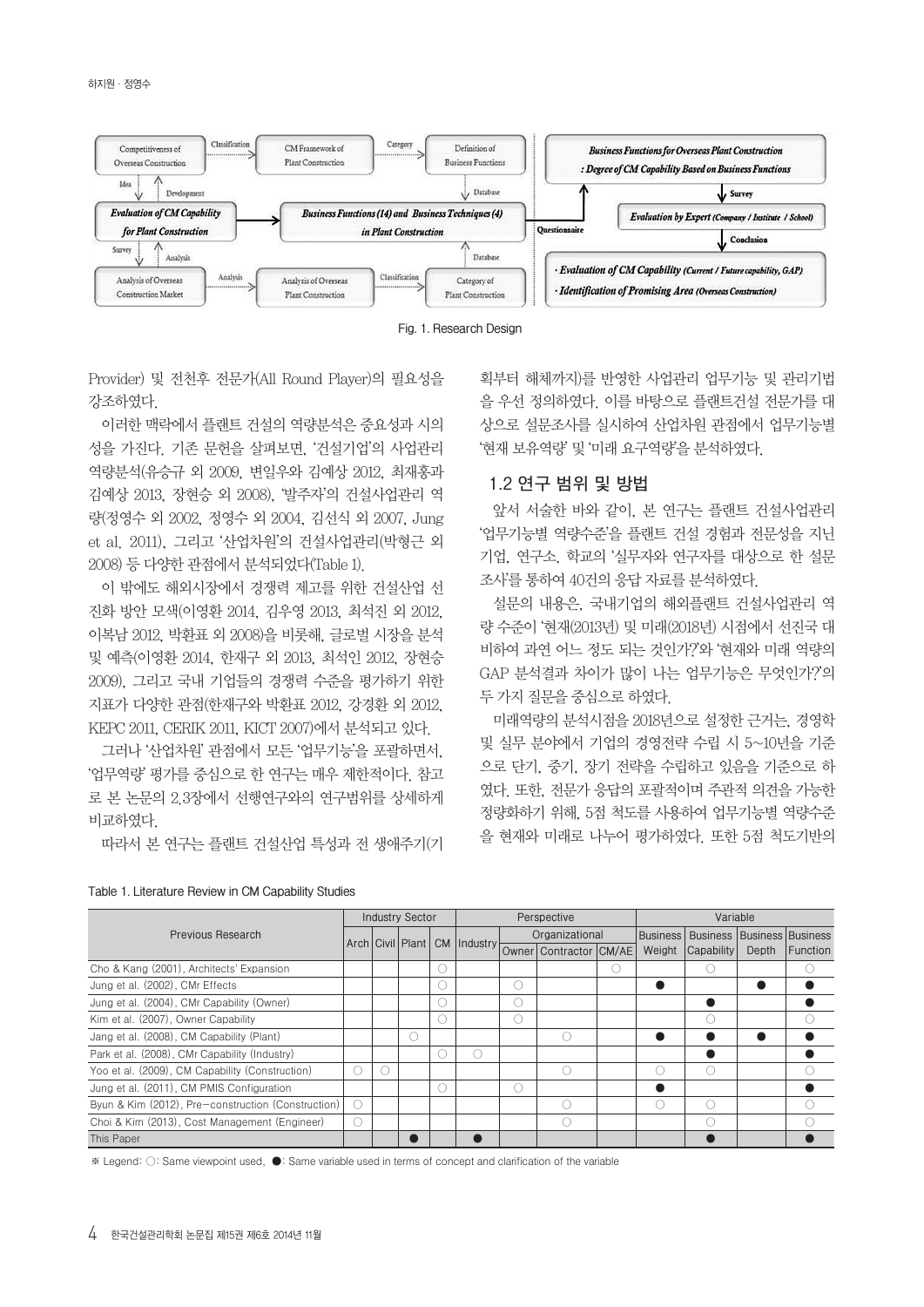Fig. 1. Research Design

Provider) 및 전천후 전문가(All Round Player)의 필요성을 강조하였다.

이러한 맥락에서 플랜트 건설의 역량분석은 중요성과 시의성을 가진다. 기존 문헌을 살펴보면, '건설기업'의 사업관리 역량분석(유승규 외 2009, 변일우와 김예상 2012, 최재홍과 김예상 2013, 장현승 외 2008), '발주자'의 건설사업관리 역량(정영수 외 2002, 정영수 외 2004, 김선식 외 2007, Jung et al. 2011), 그리고 '산업차원'의 건설사업관리(박형근 외 2008) 등 다양한 관점에서 분석되었다(Table 1).

이 밖에도 해외시장에서 경쟁력 제고를 위한 건설산업 선진화 방안 모색(이영환 2014, 김우영 2013, 최석진 외 2012, 이복남 2012, 박환표 외 2008)을 비롯해, 글로벌 시장을 분석 및 예측(이영환 2014, 한재구 외 2013, 최석인 2012, 장현승 2009), 그리고 국내 기업들의 경쟁력 수준을 평가하기 위한 지표가 다양한 관점(한재구와 박환표 2012, 강경환 외 2012, KEPC 2011, CERIK 2011, KICT 2007)에서 분석되고 있다.

그러나 '산업차원' 관점에서 모든 '업무기능'을 포괄하면서, '업무역량' 평가를 중심으로 한 연구는 매우 제한적이다. 참고로 본 논문의 2.3장에서 선행연구와의 연구범위를 상세하게 비교하였다.

따라서 본 연구는 플랜트 건설산업 특성과 전 생애주기(기획부터 해체까지)를 반영한 사업관리 업무기능 및 관리기법을 우선 정의하였다. 이를 바탕으로 플랜트건설 전문가를 대상으로 설문조사를 실시하여 산업차원 관점에서 업무기능별 '현재 보유역량' 및 '미래 요구역량'을 분석하였다.

## 1.2 연구 범위 및 방법

앞서 서술한 바와 같이, 본 연구는 플랜트 건설사업관리 '업무기능별 역량수준'을 플랜트 건설 경험과 전문성을 지닌 기업, 연구소, 학교의 '실무자와 연구자를 대상으로 한 설문조사'를 통하여 40건의 응답 자료를 분석하였다.

설문의 내용은, 국내기업의 해외플랜트 건설사업관리 역량 수준이 '현재(2013년) 및 미래(2018년) 시점에서 선진국 대비하여 과연 어느 정도 되는 것인가?'와 '현재와 미래 역량의 GAP 분석결과 차이가 많이 나는 업무기능은 무엇인가?'의 두 가지 질문을 중심으로 하였다.

미래역량의 분석시점을 2018년으로 설정한 근거는, 경영학 및 실무 분야에서 기업의 경영전략 수립 시 5~10년을 기준으로 단기, 중기, 장기 전략을 수립하고 있음을 기준으로 하였다. 또한, 전문가 응답의 포괄적이며 주관적 의견을 가능한 정량화하기 위해, 5점 척도를 사용하여 업무기능별 역량수준을 현재와 미래로 나누어 평가하였다. 또한 5점 척도기반의

Table 1. Literature Review in CM Capability Studies

| Previous Research | Industry Sector | | | | Perspective | | | | Variable | | | |
|---|---|---|---|---|---|---|---|---|---|---|---|---|
| | Arch | Civil | Plant | CM | Industry | Organizational | | | Business Weight | Business Capability | Business Depth | Business Function |
| | | | | | | Owner | Contractor | CM/AE | | | | |
| Cho & Kang (2001), Architects' Expansion | | | | ○ | | | | ○ | | ○ | | ○ |
| Jung et al. (2002), CMr Effects | | | | ○ | | ○ | | | ● | | ● | ● |
| Jung et al. (2004), CMr Capability (Owner) | | | | ○ | | ○ | | | | ● | | ● |
| Kim et al. (2007), Owner Capability | | | | ○ | | ○ | | | | ○ | | ○ |
| Jang et al. (2008), CM Capability (Plant) | | | ○ | | | | ○ | | ● | ● | ● | ● |
| Park et al. (2008), CMr Capability (Industry) | | | | ○ | ○ | | | | | ● | | ● |
| Yoo et al. (2009), CM Capability (Construction) | ○ | ○ | | | | | ○ | | ○ | ○ | | ○ |
| Jung et al. (2011), CM PMIS Configuration | | | | ○ | | ○ | | | ● | | | ● |
| Byun & Kim (2012), Pre-construction (Construction) | ○ | | | | | | ○ | | ○ | ○ | | ○ |
| Choi & Kim (2013), Cost Management (Engineer) | ○ | | | | | | ○ | | | ○ | | ○ |
| This Paper | | | ● | | ● | | | | | ● | | ● |

※ Legend: ○: Same viewpoint used, ●: Same variable used in terms of concept and clarification of the variable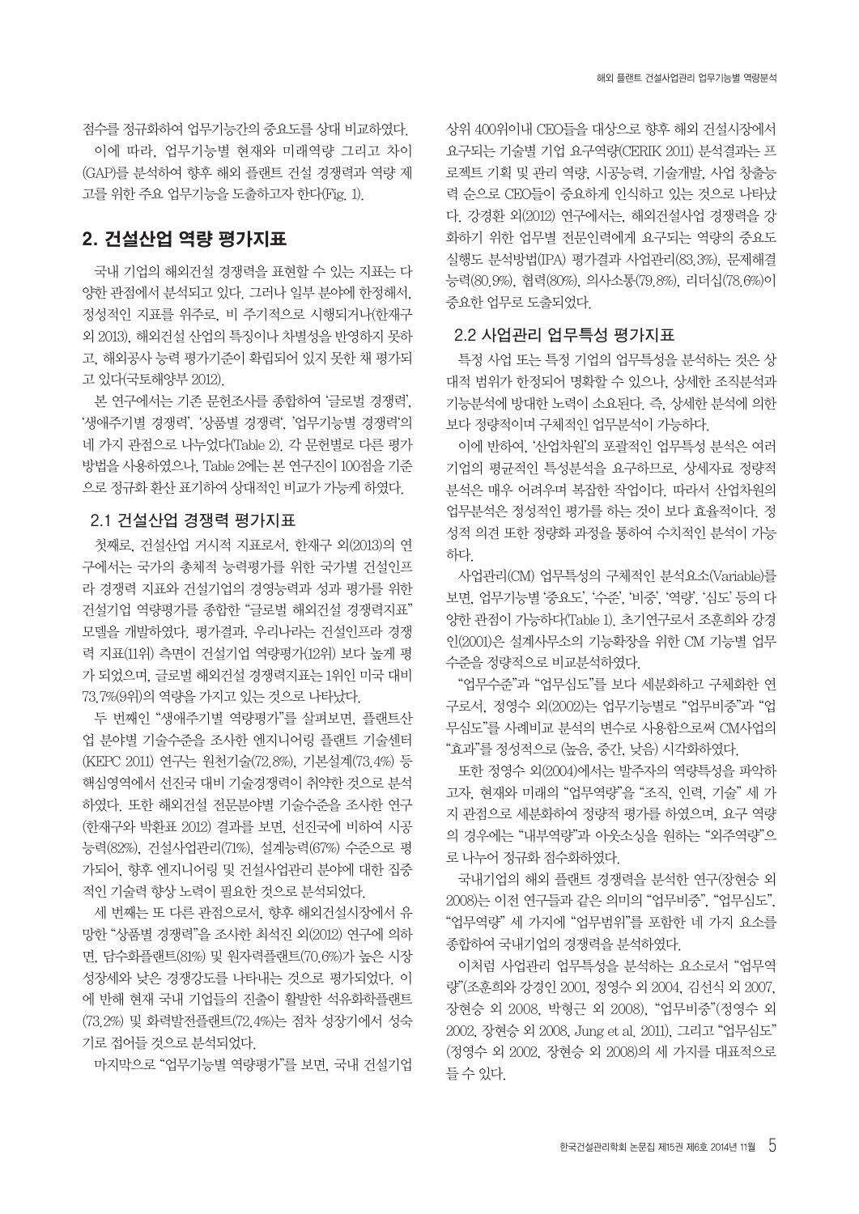점수를 정규화하여 업무기능간의 중요도를 상대 비교하였다.

이에 따라, 업무기능별 현재와 미래역량 그리고 차이(GAP)를 분석하여 향후 해외 플랜트 건설 경쟁력과 역량 제고를 위한 주요 업무기능을 도출하고자 한다(Fig. 1).

## 2. 건설산업 역량 평가지표

국내 기업의 해외건설 경쟁력을 표현할 수 있는 지표는 다양한 관점에서 분석되고 있다. 그러나 일부 분야에 한정해서, 정성적인 지표를 위주로, 비 주기적으로 시행되거나(한재구 외 2013), 해외건설 산업의 특징이나 차별성을 반영하지 못하고, 해외공사 능력 평가기준이 확립되어 있지 못한 채 평가되고 있다(국토해양부 2012).

본 연구에서는 기존 문헌조사를 종합하여 '글로벌 경쟁력', '생애주기별 경쟁력', '상품별 경쟁력', '업무기능별 경쟁력'의 네 가지 관점으로 나누었다(Table 2). 각 문헌별로 다른 평가방법을 사용하였으나, Table 2에는 본 연구진이 100점을 기준으로 정규화 환산 표기하여 상대적인 비교가 가능케 하였다.

### 2.1 건설산업 경쟁력 평가지표

첫째로, 건설산업 거시적 지표로서, 한재구 외(2013)의 연구에서는 국가의 총체적 능력평가를 위한 국가별 건설인프라 경쟁력 지표와 건설기업의 경영능력과 성과 평가를 위한 건설기업 역량평가를 종합한 "글로벌 해외건설 경쟁력지표" 모델을 개발하였다. 평가결과, 우리나라는 건설인프라 경쟁력 지표(11위) 측면이 건설기업 역량평가(12위) 보다 높게 평가 되었으며, 글로벌 해외건설 경쟁력지표는 1위인 미국 대비 73.7%(9위)의 역량을 가지고 있는 것으로 나타났다.

두 번째인 "생애주기별 역량평가"를 살펴보면, 플랜트산업 분야별 기술수준을 조사한 엔지니어링 플랜트 기술센터(KEPC 2011) 연구는 원천기술(72.8%), 기본설계(73.4%) 등 핵심영역에서 선진국 대비 기술경쟁력이 취약한 것으로 분석하였다. 또한 해외건설 전문분야별 기술수준을 조사한 연구(한재구와 박환표 2012) 결과를 보면, 선진국에 비하여 시공능력(82%), 건설사업관리(71%), 설계능력(67%) 수준으로 평가되어, 향후 엔지니어링 및 건설사업관리 분야에 대한 집중적인 기술력 향상 노력이 필요한 것으로 분석되었다.

세 번째는 또 다른 관점으로서, 향후 해외건설시장에서 유망한 "상품별 경쟁력"을 조사한 최석진 외(2012) 연구에 의하면, 담수화플랜트(81%) 및 원자력플랜트(70.6%)가 높은 시장 성장세와 낮은 경쟁강도를 나타내는 것으로 평가되었다. 이에 반해 현재 국내 기업들의 진출이 활발한 석유화학플랜트(73.2%) 및 화력발전플랜트(72.4%)는 점차 성장기에서 성숙기로 접어들 것으로 분석되었다.

마지막으로 "업무기능별 역량평가"를 보면, 국내 건설기업 상위 400위이내 CEO들을 대상으로 향후 해외 건설시장에서 요구되는 기술별 기업 요구역량(CERIK 2011) 분석결과는 프로젝트 기획 및 관리 역량, 시공능력, 기술개발, 사업 창출능력 순으로 CEO들이 중요하게 인식하고 있는 것으로 나타났다. 강경환 외(2012) 연구에서는, 해외건설사업 경쟁력을 강화하기 위한 업무별 전문인력에게 요구되는 역량의 중요도 실행도 분석방법(IPA) 평가결과 사업관리(83.3%), 문제해결능력(80.9%), 협력(80%), 의사소통(79.8%), 리더십(78.6%)이 중요한 업무로 도출되었다.

### 2.2 사업관리 업무특성 평가지표

특정 사업 또는 특정 기업의 업무특성을 분석하는 것은 상대적 범위가 한정되어 명확할 수 있으나, 상세한 조직분석과 기능분석에 방대한 노력이 소요된다. 즉, 상세한 분석에 의한 보다 정량적이며 구체적인 업무분석이 가능하다.

이에 반하여, '산업차원'의 포괄적인 업무특성 분석은 여러 기업의 평균적인 특성분석을 요구하므로, 상세자료 정량적 분석은 매우 어려우며 복잡한 작업이다. 따라서 산업차원의 업무분석은 정성적인 평가를 하는 것이 보다 효율적이다. 정성적 의견 또한 정량화 과정을 통하여 수치적인 분석이 가능하다.

사업관리(CM) 업무특성의 구체적인 분석요소(Variable)를 보면, 업무기능별 '중요도', '수준', '비중', '역량', '심도' 등의 다양한 관점이 가능하다(Table 1). 초기연구로서 조훈희와 강경인(2001)은 설계사무소의 기능확장을 위한 CM 기능별 업무수준을 정량적으로 비교분석하였다.

"업무수준"과 "업무심도"를 보다 세분화하고 구체화한 연구로서, 정영수 외(2002)는 업무기능별로 "업무비중"과 "업무심도"를 사례비교 분석의 변수로 사용함으로써 CM사업의 "효과"를 정성적으로 (높음, 중간, 낮음) 시각화하였다.

또한 정영수 외(2004)에서는 발주자의 역량특성을 파악하고자, 현재와 미래의 "업무역량"을 "조직, 인력, 기술" 세 가지 관점으로 세분화하여 정량적 평가를 하였으며, 요구 역량의 경우에는 "내부역량"과 아웃소싱을 원하는 "외주역량"으로 나누어 정규화 점수화하였다.

국내기업의 해외 플랜트 경쟁력을 분석한 연구(장현승 외 2008)는 이전 연구들과 같은 의미의 "업무비중", "업무심도", "업무역량" 세 가지에 "업무범위"를 포함한 네 가지 요소를 종합하여 국내기업의 경쟁력을 분석하였다.

이처럼 사업관리 업무특성을 분석하는 요소로서 "업무역량"(조훈희와 강경인 2001, 정영수 외 2004, 김선식 외 2007, 장현승 외 2008, 박형근 외 2008), "업무비중"(정영수 외 2002, 장현승 외 2008, Jung et al. 2011), 그리고 "업무심도"(정영수 외 2002, 장현승 외 2008)의 세 가지를 대표적으로 들 수 있다.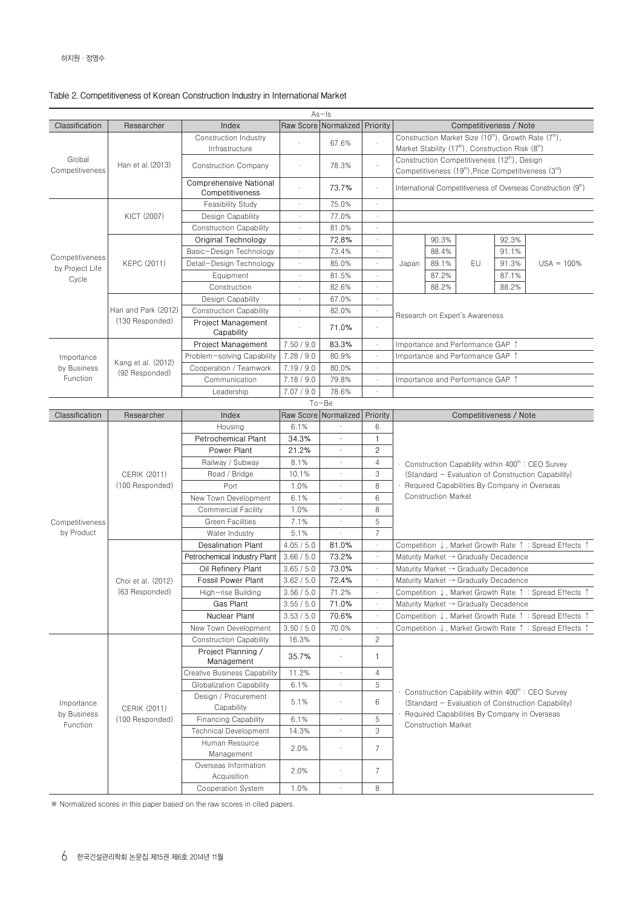Table 2. Competitiveness of Korean Construction Industry in International Market

| As-Is | | | | | | |
|---|---|---|---|---|---|---|
| Classification | Researcher | Index | Raw Score | Normalized | Priority | Competitiveness / Note |
| Global Competitiveness | Han et al.(2013) | Construction Industry Infrastructure | · | 67.6% | · | Construction Market Size (10th), Growth Rate (7th), Market Stability (17th), Construction Risk (8th) |
| | | Construction Company | · | 78.3% | · | Construction Competitiveness (12th), Design Competitiveness (19th), Price Competitiveness (3rd) |
| | | Comprehensive National Competitiveness | · | 73.7% | · | International Competitiveness of Overseas Construction (9th) |
| Competitiveness by Project Life Cycle | KICT (2007) | Feasibility Study | · | 75.0% | · | |
| | | Design Capability | · | 77.0% | · | |
| | | Construction Capability | · | 81.0% | · | |
| | KEPC (2011) | Original Technology | · | 72.8% | · | Japan 90.3% / EU 92.3% / USA = 100% |
| | | Basic-Design Technology | · | 73.4% | · | Japan 88.4% / EU 91.1% / USA = 100% |
| | | Detail-Design Technology | · | 85.0% | · | Japan 89.1% / EU 91.3% / USA = 100% |
| | | Equipment | · | 81.5% | · | Japan 87.2% / EU 87.1% / USA = 100% |
| | | Construction | · | 82.6% | · | Japan 88.2% / EU 88.2% / USA = 100% |
| | Han and Park (2012) (130 Responded) | Design Capability | · | 67.0% | · | Research on Expert's Awareness |
| | | Construction Capability | · | 82.0% | · | |
| | | Project Management Capability | · | 71.0% | · | |
| Importance by Business Function | Kang et al. (2012) (92 Responded) | Project Management | 7.50 / 9.0 | 83.3% | · | Importance and Performance GAP ↑ |
| | | Problem-solving Capability | 7.28 / 9.0 | 80.9% | · | Importance and Performance GAP ↑ |
| | | Cooperation / Teamwork | 7.19 / 9.0 | 80.0% | · | |
| | | Communication | 7.18 / 9.0 | 79.8% | · | Importance and Performance GAP ↑ |
| | | Leadership | 7.07 / 9.0 | 78.6% | · | |
| To-Be | | | | | | |
| Classification | Researcher | Index | Raw Score | Normalized | Priority | Competitiveness / Note |
| Competitiveness by Product | CERIK (2011) (100 Responded) | Housing | 6.1% | · | 6 | · Construction Capability within 400th : CEO Survey (Standard - Evaluation of Construction Capability) · Required Capabilities By Company in Overseas Construction Market |
| | | Petrochemical Plant | 34.3% | · | 1 | |
| | | Power Plant | 21.2% | · | 2 | |
| | | Railway / Subway | 8.1% | · | 4 | |
| | | Road / Bridge | 10.1% | · | 3 | |
| | | Port | 1.0% | · | 8 | |
| | | New Town Development | 6.1% | · | 6 | |
| | | Commercial Facility | 1.0% | · | 8 | |
| | | Green Facilities | 7.1% | · | 5 | |
| | | Water Industry | 5.1% | · | 7 | |
| | Choi et al. (2012) (63 Responded) | Desalination Plant | 4.05 / 5.0 | 81.0% | · | Competition ↓, Market Growth Rate ↑ : Spread Effects ↑ |
| | | Petrochemical Industry Plant | 3.66 / 5.0 | 73.2% | · | Maturity Market → Gradually Decadence |
| | | Oil Refinery Plant | 3.65 / 5.0 | 73.0% | · | Maturity Market → Gradually Decadence |
| | | Fossil Power Plant | 3.62 / 5.0 | 72.4% | · | Maturity Market → Gradually Decadence |
| | | High-rise Building | 3.56 / 5.0 | 71.2% | · | Competition ↓, Market Growth Rate ↑ : Spread Effects ↑ |
| | | Gas Plant | 3.55 / 5.0 | 71.0% | · | Maturity Market → Gradually Decadence |
| | | Nuclear Plant | 3.53 / 5.0 | 70.6% | · | Competition ↓, Market Growth Rate ↑ : Spread Effects ↑ |
| | | New Town Development | 3.50 / 5.0 | 70.0% | · | Competition ↓, Market Growth Rate ↑ : Spread Effects ↑ |
| Importance by Business Function | CERIK (2011) (100 Responded) | Construction Capability | 16.3% | · | 2 | · Construction Capability within 400th : CEO Survey (Standard - Evaluation of Construction Capability) · Required Capabilities By Company in Overseas Construction Market |
| | | Project Planning / Management | 35.7% | · | 1 | |
| | | Creative Business Capability | 11.2% | · | 4 | |
| | | Globalization Capability | 6.1% | · | 5 | |
| | | Design / Procurement Capability | 5.1% | · | 6 | |
| | | Financing Capability | 6.1% | · | 5 | |
| | | Technical Development | 14.3% | · | 3 | |
| | | Human Resource Management | 2.0% | · | 7 | |
| | | Overseas Information Acquisition | 2.0% | · | 7 | |
| | | Cooperation System | 1.0% | · | 8 | |

※ Normalized scores in this paper based on the raw scores in cited papers.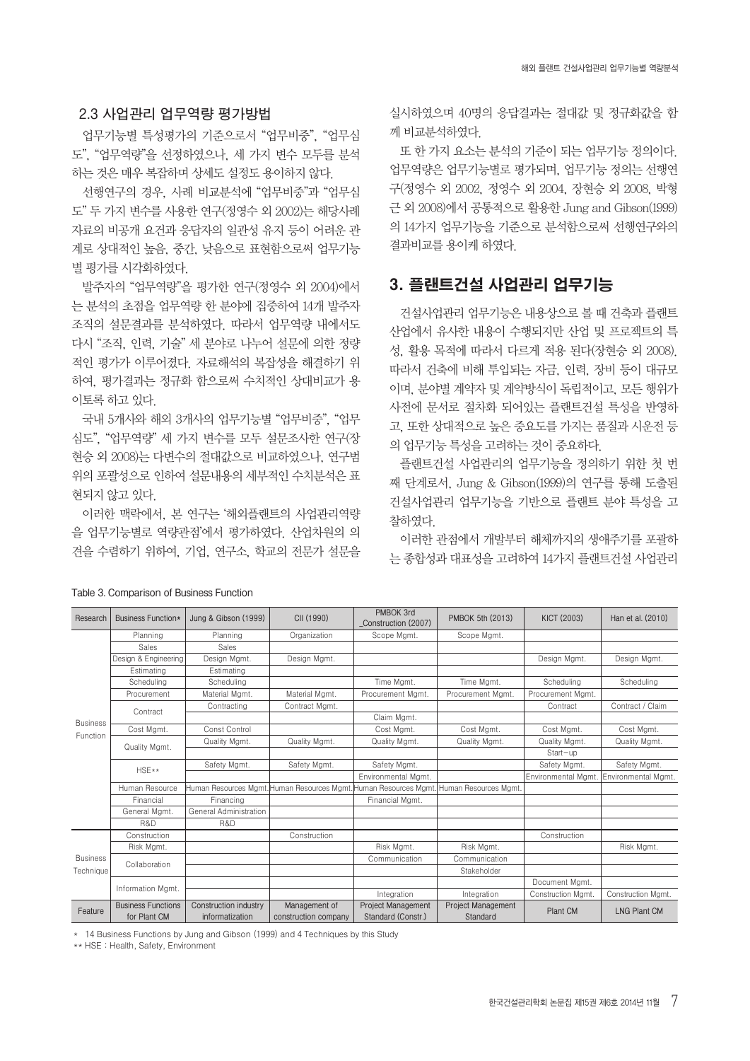### 2.3 사업관리 업무역량 평가방법

업무기능별 특성평가의 기준으로서 "업무비중", "업무심도", "업무역량"을 선정하였으나, 세 가지 변수 모두를 분석하는 것은 매우 복잡하며 상세도 설정도 용이하지 않다.

선행연구의 경우, 사례 비교분석에 "업무비중"과 "업무심도" 두 가지 변수를 사용한 연구(정영수 외 2002)는 해당사례 자료의 비공개 요건과 응답자의 일관성 유지 등이 어려운 관계로 상대적인 높음, 중간, 낮음으로 표현함으로써 업무기능별 평가를 시각화하였다.

발주자의 "업무역량"을 평가한 연구(정영수 외 2004)에서는 분석의 초점을 업무역량 한 분야에 집중하여 14개 발주자 조직의 설문결과를 분석하였다. 따라서 업무역량 내에서도 다시 "조직, 인력, 기술" 세 분야로 나누어 설문에 의한 정량적인 평가가 이루어졌다. 자료해석의 복잡성을 해결하기 위하여, 평가결과는 정규화 함으로써 수치적인 상대비교가 용이토록 하고 있다.

국내 5개사와 해외 3개사의 업무기능별 "업무비중", "업무심도", "업무역량" 세 가지 변수를 모두 설문조사한 연구(장현승 외 2008)는 다변수의 절대값으로 비교하였으나, 연구범위의 포괄성으로 인하여 설문내용의 세부적인 수치분석은 표현되지 않고 있다.

이러한 맥락에서, 본 연구는 '해외플랜트의 사업관리역량을 업무기능별로 역량관점'에서 평가하였다. 산업차원의 의견을 수렴하기 위하여, 기업, 연구소, 학교의 전문가 설문을 실시하였으며 40명의 응답결과는 절대값 및 정규화값을 함께 비교분석하였다.

또 한 가지 요소는 분석의 기준이 되는 업무기능 정의이다. 업무역량은 업무기능별로 평가되며, 업무기능 정의는 선행연구(정영수 외 2002, 정영수 외 2004, 장현승 외 2008, 박형근 외 2008)에서 공통적으로 활용한 Jung and Gibson(1999)의 14가지 업무기능을 기준으로 분석함으로써 선행연구와의 결과비교를 용이케 하였다.

## 3. 플랜트건설 사업관리 업무기능

건설사업관리 업무기능은 내용상으로 볼 때 건축과 플랜트 산업에서 유사한 내용이 수행되지만 산업 및 프로젝트의 특성, 활용 목적에 따라서 다르게 적용 된다(장현승 외 2008). 따라서 건축에 비해 투입되는 자금, 인력, 장비 등이 대규모이며, 분야별 계약자 및 계약방식이 독립적이고, 모든 행위가 사전에 문서로 절차화 되어있는 플랜트건설 특성을 반영하고, 또한 상대적으로 높은 중요도를 가지는 품질과 시운전 등의 업무기능 특성을 고려하는 것이 중요하다.

플랜트건설 사업관리의 업무기능을 정의하기 위한 첫 번째 단계로서, Jung & Gibson(1999)의 연구를 통해 도출된 건설사업관리 업무기능을 기반으로 플랜트 분야 특성을 고찰하였다.

이러한 관점에서 개발부터 해체까지의 생애주기를 포괄하는 종합성과 대표성을 고려하여 14가지 플랜트건설 사업관리

Table 3. Comparison of Business Function

| Research | Business Function* | Jung & Gibson (1999) | CII (1990) | PMBOK 3rd _Construction (2007) | PMBOK 5th (2013) | KICT (2003) | Han et al. (2010) |
|---|---|---|---|---|---|---|---|
| Business Function | Planning | Planning | Organization | Scope Mgmt. | Scope Mgmt. | | |
| | Sales | Sales | | | | | |
| | Design & Engineering | Design Mgmt. | Design Mgmt. | | | Design Mgmt. | Design Mgmt. |
| | Estimating | Estimating | | | | | |
| | Scheduling | Scheduling | | Time Mgmt. | Time Mgmt. | Scheduling | Scheduling |
| | Procurement | Material Mgmt. | Material Mgmt. | Procurement Mgmt. | Procurement Mgmt. | Procurement Mgmt. | |
| | Contract | Contracting | Contract Mgmt. | | | Contract | Contract / Claim |
| | | | | Claim Mgmt. | | | |
| | Cost Mgmt. | Const Control | | Cost Mgmt. | Cost Mgmt. | Cost Mgmt. | Cost Mgmt. |
| | Quality Mgmt. | Quality Mgmt. | Quality Mgmt. | Quality Mgmt. | Quality Mgmt. | Quality Mgmt. | Quality Mgmt. |
| | | | | | | Start-up | |
| | HSE** | Safety Mgmt. | Safety Mgmt. | Safety Mgmt. | | Safety Mgmt. | Safety Mgmt. |
| | | | | Environmental Mgmt. | | Environmental Mgmt. | Environmental Mgmt. |
| | Human Resource | Human Resources Mgmt. | Human Resources Mgmt. | Human Resources Mgmt. | Human Resources Mgmt. | | |
| | Financial | Financing | | Financial Mgmt. | | | |
| | General Mgmt. | General Administration | | | | | |
| | R&D | R&D | | | | | |
| Business Technique | Construction | | Construction | | | Construction | |
| | Risk Mgmt. | | | Risk Mgmt. | Risk Mgmt. | | Risk Mgmt. |
| | Collaboration | | | Communication | Communication | | |
| | | | | | Stakeholder | | |
| | Information Mgmt. | | | | | Document Mgmt. | |
| | | | | Integration | Integration | Construction Mgmt. | Construction Mgmt. |
| Feature | Business Functions for Plant CM | Construction industry informatization | Management of construction company | Project Management Standard (Constr.) | Project Management Standard | Plant CM | LNG Plant CM |

* 14 Business Functions by Jung and Gibson (1999) and 4 Techniques by this Study

** HSE : Health, Safety, Environment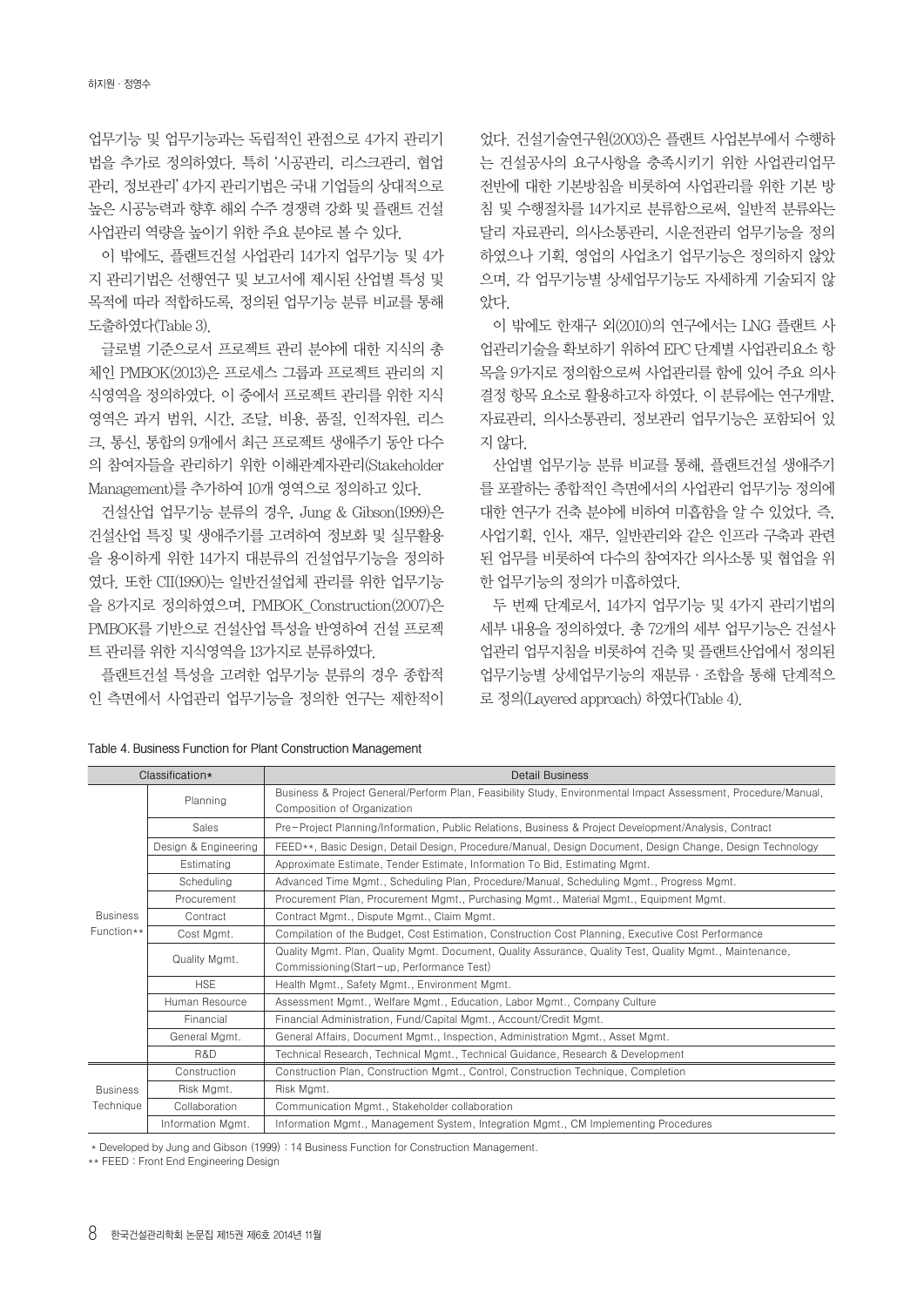업무기능 및 업무기능과는 독립적인 관점으로 4가지 관리기법을 추가로 정의하였다. 특히 '시공관리, 리스크관리, 협업관리, 정보관리' 4가지 관리기법은 국내 기업들의 상대적으로 높은 시공능력과 향후 해외 수주 경쟁력 강화 및 플랜트 건설 사업관리 역량을 높이기 위한 주요 분야로 볼 수 있다.

이 밖에도, 플랜트건설 사업관리 14가지 업무기능 및 4가지 관리기법은 선행연구 및 보고서에 제시된 산업별 특성 및 목적에 따라 적합하도록, 정의된 업무기능 분류 비교를 통해 도출하였다(Table 3).

글로벌 기준으로서 프로젝트 관리 분야에 대한 지식의 총체인 PMBOK(2013)은 프로세스 그룹과 프로젝트 관리의 지식영역을 정의하였다. 이 중에서 프로젝트 관리를 위한 지식영역은 과거 범위, 시간, 조달, 비용, 품질, 인적자원, 리스크, 통신, 통합의 9개에서 최근 프로젝트 생애주기 동안 다수의 참여자들을 관리하기 위한 이해관계자관리(Stakeholder Management)를 추가하여 10개 영역으로 정의하고 있다.

건설산업 업무기능 분류의 경우, Jung & Gibson(1999)은 건설산업 특징 및 생애주기를 고려하여 정보화 및 실무활용을 용이하게 위한 14가지 대분류의 건설업무기능을 정의하였다. 또한 CII(1990)는 일반건설업체 관리를 위한 업무기능을 8가지로 정의하였으며, PMBOK_Construction(2007)은 PMBOK를 기반으로 건설산업 특성을 반영하여 건설 프로젝트 관리를 위한 지식영역을 13가지로 분류하였다.

플랜트건설 특성을 고려한 업무기능 분류의 경우 종합적인 측면에서 사업관리 업무기능을 정의한 연구는 제한적이었다. 건설기술연구원(2003)은 플랜트 사업본부에서 수행하는 건설공사의 요구사항을 충족시키기 위한 사업관리업무 전반에 대한 기본방침을 비롯하여 사업관리를 위한 기본 방침 및 수행절차를 14가지로 분류함으로써, 일반적 분류와는 달리 자료관리, 의사소통관리, 시운전관리 업무기능을 정의하였으나 기획, 영업의 사업초기 업무기능은 정의하지 않았으며, 각 업무기능별 상세업무기능도 자세하게 기술되지 않았다.

이 밖에도 한재구 외(2010)의 연구에서는 LNG 플랜트 사업관리기술을 확보하기 위하여 EPC 단계별 사업관리요소 항목을 9가지로 정의함으로써 사업관리를 함에 있어 주요 의사결정 항목 요소로 활용하고자 하였다. 이 분류에는 연구개발, 자료관리, 의사소통관리, 정보관리 업무기능은 포함되어 있지 않다.

산업별 업무기능 분류 비교를 통해, 플랜트건설 생애주기를 포괄하는 종합적인 측면에서의 사업관리 업무기능 정의에 대한 연구가 건축 분야에 비하여 미흡함을 알 수 있었다. 즉, 사업기획, 인사, 재무, 일반관리와 같은 인프라 구축과 관련된 업무를 비롯하여 다수의 참여자간 의사소통 및 협업을 위한 업무기능의 정의가 미흡하였다.

두 번째 단계로서, 14가지 업무기능 및 4가지 관리기법의 세부 내용을 정의하였다. 총 72개의 세부 업무기능은 건설사업관리 업무지침을 비롯하여 건축 및 플랜트산업에서 정의된 업무기능별 상세업무기능의 재분류 · 조합을 통해 단계적으로 정의(Layered approach) 하였다(Table 4).

Table 4. Business Function for Plant Construction Management

| Classification* | | Detail Business |
|---|---|---|
| Business Function** | Planning | Business & Project General/Perform Plan, Feasibility Study, Environmental Impact Assessment, Procedure/Manual, Composition of Organization |
| | Sales | Pre-Project Planning/Information, Public Relations, Business & Project Development/Analysis, Contract |
| | Design & Engineering | FEED**, Basic Design, Detail Design, Procedure/Manual, Design Document, Design Change, Design Technology |
| | Estimating | Approximate Estimate, Tender Estimate, Information To Bid, Estimating Mgmt. |
| | Scheduling | Advanced Time Mgmt., Scheduling Plan, Procedure/Manual, Scheduling Mgmt., Progress Mgmt. |
| | Procurement | Procurement Plan, Procurement Mgmt., Purchasing Mgmt., Material Mgmt., Equipment Mgmt. |
| | Contract | Contract Mgmt., Dispute Mgmt., Claim Mgmt. |
| | Cost Mgmt. | Compilation of the Budget, Cost Estimation, Construction Cost Planning, Executive Cost Performance |
| | Quality Mgmt. | Quality Mgmt. Plan, Quality Mgmt. Document, Quality Assurance, Quality Test, Quality Mgmt., Maintenance, Commissioning(Start-up, Performance Test) |
| | HSE | Health Mgmt., Safety Mgmt., Environment Mgmt. |
| | Human Resource | Assessment Mgmt., Welfare Mgmt., Education, Labor Mgmt., Company Culture |
| | Financial | Financial Administration, Fund/Capital Mgmt., Account/Credit Mgmt. |
| | General Mgmt. | General Affairs, Document Mgmt., Inspection, Administration Mgmt., Asset Mgmt. |
| | R&D | Technical Research, Technical Mgmt., Technical Guidance, Research & Development |
| Business Technique | Construction | Construction Plan, Construction Mgmt., Control, Construction Technique, Completion |
| | Risk Mgmt. | Risk Mgmt. |
| | Collaboration | Communication Mgmt., Stakeholder collaboration |
| | Information Mgmt. | Information Mgmt., Management System, Integration Mgmt., CM Implementing Procedures |

* Developed by Jung and Gibson (1999) : 14 Business Function for Construction Management.

** FEED : Front End Engineering Design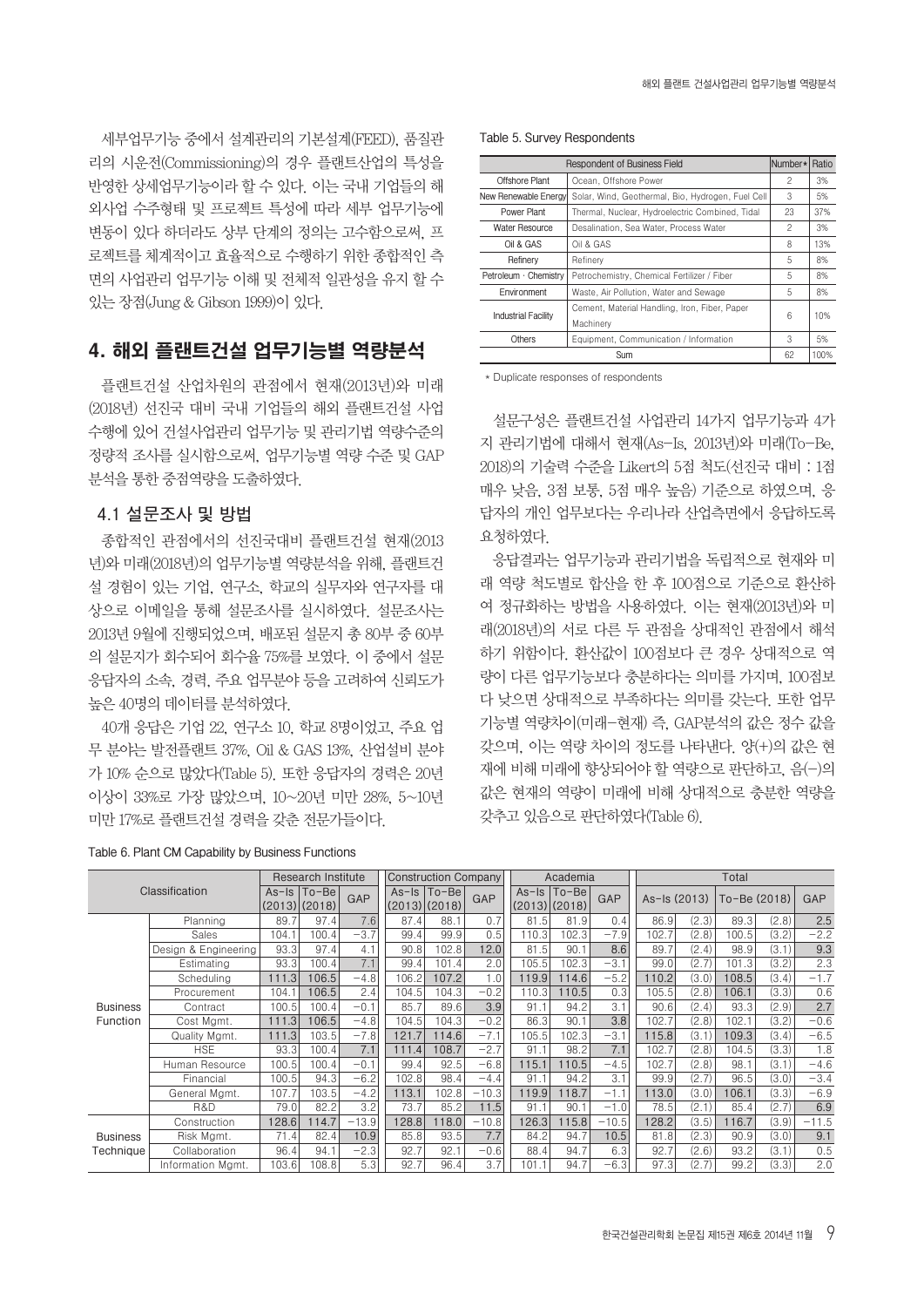세부업무기능 중에서 설계관리의 기본설계(FEED), 품질관리의 시운전(Commissioning)의 경우 플랜트산업의 특성을 반영한 상세업무기능이라 할 수 있다. 이는 국내 기업들의 해외사업 수주형태 및 프로젝트 특성에 따라 세부 업무기능에 변동이 있다 하더라도 상부 단계의 정의는 고수함으로써, 프로젝트를 체계적이고 효율적으로 수행하기 위한 종합적인 측면의 사업관리 업무기능 이해 및 전체적 일관성을 유지 할 수 있는 장점(Jung & Gibson 1999)이 있다.

## 4. 해외 플랜트건설 업무기능별 역량분석

플랜트건설 산업차원의 관점에서 현재(2013년)와 미래(2018년) 선진국 대비 국내 기업들의 해외 플랜트건설 사업 수행에 있어 건설사업관리 업무기능 및 관리기법 역량수준의 정량적 조사를 실시함으로써, 업무기능별 역량 수준 및 GAP 분석을 통한 중점역량을 도출하였다.

### 4.1 설문조사 및 방법

종합적인 관점에서의 선진국대비 플랜트건설 현재(2013년)와 미래(2018년)의 업무기능별 역량분석을 위해, 플랜트건설 경험이 있는 기업, 연구소, 학교의 실무자와 연구자를 대상으로 이메일을 통해 설문조사를 실시하였다. 설문조사는 2013년 9월에 진행되었으며, 배포된 설문지 총 80부 중 60부의 설문지가 회수되어 회수율 75%를 보였다. 이 중에서 설문 응답자의 소속, 경력, 주요 업무분야 등을 고려하여 신뢰도가 높은 40명의 데이터를 분석하였다.

40개 응답은 기업 22, 연구소 10, 학교 8명이었고, 주요 업무 분야는 발전플랜트 37%, Oil & GAS 13%, 산업설비 분야가 10% 순으로 많았다(Table 5). 또한 응답자의 경력은 20년 이상이 33%로 가장 많았으며, 10~20년 미만 28%, 5~10년 미만 17%로 플랜트건설 경력을 갖춘 전문가들이다.

Table 5. Survey Respondents

| Respondent of Business Field | | Number* | Ratio |
|---|---|---|---|
| Offshore Plant | Ocean, Offshore Power | 2 | 3% |
| New Renewable Energy | Solar, Wind, Geothermal, Bio, Hydrogen, Fuel Cell | 3 | 5% |
| Power Plant | Thermal, Nuclear, Hydroelectric Combined, Tidal | 23 | 37% |
| Water Resource | Desalination, Sea Water, Process Water | 2 | 3% |
| Oil & GAS | Oil & GAS | 8 | 13% |
| Refinery | Refinery | 5 | 8% |
| Petroleum · Chemistry | Petrochemistry, Chemical Fertilizer / Fiber | 5 | 8% |
| Environment | Waste, Air Pollution, Water and Sewage | 5 | 8% |
| Industrial Facility | Cement, Material Handling, Iron, Fiber, Paper Machinery | 6 | 10% |
| Others | Equipment, Communication / Information | 3 | 5% |
| Sum | | 62 | 100% |

* Duplicate responses of respondents

설문구성은 플랜트건설 사업관리 14가지 업무기능과 4가지 관리기법에 대해서 현재(As-Is, 2013년)와 미래(To-Be, 2018)의 기술력 수준을 Likert의 5점 척도(선진국 대비 : 1점 매우 낮음, 3점 보통, 5점 매우 높음) 기준으로 하였으며, 응답자의 개인 업무보다는 우리나라 산업측면에서 응답하도록 요청하였다.

응답결과는 업무기능과 관리기법을 독립적으로 현재와 미래 역량 척도별로 합산을 한 후 100점으로 기준으로 환산하여 정규화하는 방법을 사용하였다. 이는 현재(2013년)와 미래(2018년)의 서로 다른 두 관점을 상대적인 관점에서 해석하기 위함이다. 환산값이 100점보다 큰 경우 상대적으로 역량이 다른 업무기능보다 충분하다는 의미를 가지며, 100점보다 낮으면 상대적으로 부족하다는 의미를 갖는다. 또한 업무기능별 역량차이(미래-현재) 즉, GAP분석의 값은 정수 값을 갖으며, 이는 역량 차이의 정도를 나타낸다. 양(+)의 값은 현재에 비해 미래에 향상되어야 할 역량으로 판단하고, 음(-)의 값은 현재의 역량이 미래에 비해 상대적으로 충분한 역량을 갖추고 있음으로 판단하였다(Table 6).

Table 6. Plant CM Capability by Business Functions

| Classification | | Research Institute | | | Construction Company | | | Academia | | | Total | | | | |
|---|---|---|---|---|---|---|---|---|---|---|---|---|---|---|---|
| | | As-Is (2013) | To-Be (2018) | GAP | As-Is (2013) | To-Be (2018) | GAP | As-Is (2013) | To-Be (2018) | GAP | As-Is (2013) | | To-Be (2018) | | GAP |
| Business Function | Planning | 89.7 | 97.4 | 7.6 | 87.4 | 88.1 | 0.7 | 81.5 | 81.9 | 0.4 | 86.9 | (2.3) | 89.3 | (2.8) | 2.5 |
| | Sales | 104.1 | 100.4 | −3.7 | 99.4 | 99.9 | 0.5 | 110.3 | 102.3 | −7.9 | 102.7 | (2.8) | 100.5 | (3.2) | −2.2 |
| | Design & Engineering | 93.3 | 97.4 | 4.1 | 90.8 | 102.8 | 12.0 | 81.5 | 90.1 | 8.6 | 89.7 | (2.4) | 98.9 | (3.1) | 9.3 |
| | Estimating | 93.3 | 100.4 | 7.1 | 99.4 | 101.4 | 2.0 | 105.5 | 102.3 | −3.1 | 99.0 | (2.7) | 101.3 | (3.2) | 2.3 |
| | Scheduling | 111.3 | 106.5 | −4.8 | 106.2 | 107.2 | 1.0 | 119.9 | 114.6 | −5.2 | 110.2 | (3.0) | 108.5 | (3.4) | −1.7 |
| | Procurement | 104.1 | 106.5 | 2.4 | 104.5 | 104.3 | −0.2 | 110.3 | 110.5 | 0.3 | 105.5 | (2.8) | 106.1 | (3.3) | 0.6 |
| | Contract | 100.5 | 100.4 | −0.1 | 85.7 | 89.6 | 3.9 | 91.1 | 94.2 | 3.1 | 90.6 | (2.4) | 93.3 | (2.9) | 2.7 |
| | Cost Mgmt. | 111.3 | 106.5 | −4.8 | 104.5 | 104.3 | −0.2 | 86.3 | 90.1 | 3.8 | 102.7 | (2.8) | 102.1 | (3.2) | −0.6 |
| | Quality Mgmt. | 111.3 | 103.5 | −7.8 | 121.7 | 114.6 | −7.1 | 105.5 | 102.3 | −3.1 | 115.8 | (3.1) | 109.3 | (3.4) | −6.5 |
| | HSE | 93.3 | 100.4 | 7.1 | 111.4 | 108.7 | −2.7 | 91.1 | 98.2 | 7.1 | 102.7 | (2.8) | 104.5 | (3.3) | 1.8 |
| | Human Resource | 100.5 | 100.4 | −0.1 | 99.4 | 92.5 | −6.8 | 115.1 | 110.5 | −4.5 | 102.7 | (2.8) | 98.1 | (3.1) | −4.6 |
| | Financial | 100.5 | 94.3 | −6.2 | 102.8 | 98.4 | −4.4 | 91.1 | 94.2 | 3.1 | 99.9 | (2.7) | 96.5 | (3.0) | −3.4 |
| | General Mgmt. | 107.7 | 103.5 | −4.2 | 113.1 | 102.8 | −10.3 | 119.9 | 118.7 | −1.1 | 113.0 | (3.0) | 106.1 | (3.3) | −6.9 |
| | R&D | 79.0 | 82.2 | 3.2 | 73.7 | 85.2 | 11.5 | 91.1 | 90.1 | −1.0 | 78.5 | (2.1) | 85.4 | (2.7) | 6.9 |
| Business Technique | Construction | 128.6 | 114.7 | −13.9 | 128.8 | 118.0 | −10.8 | 126.3 | 115.8 | −10.5 | 128.2 | (3.5) | 116.7 | (3.9) | −11.5 |
| | Risk Mgmt. | 71.4 | 82.4 | 10.9 | 85.8 | 93.5 | 7.7 | 84.2 | 94.7 | 10.5 | 81.8 | (2.3) | 90.9 | (3.0) | 9.1 |
| | Collaboration | 96.4 | 94.1 | −2.3 | 92.7 | 92.1 | −0.6 | 88.4 | 94.7 | 6.3 | 92.7 | (2.6) | 93.2 | (3.1) | 0.5 |
| | Information Mgmt. | 103.6 | 108.8 | 5.3 | 92.7 | 96.4 | 3.7 | 101.1 | 94.7 | −6.3 | 97.3 | (2.7) | 99.2 | (3.3) | 2.0 |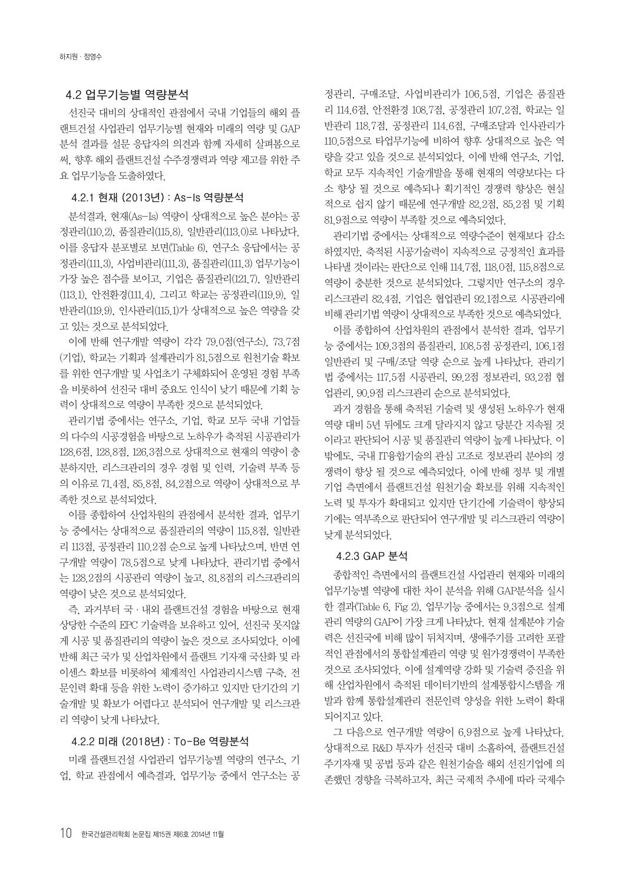### 4.2 업무기능별 역량분석

선진국 대비의 상대적인 관점에서 국내 기업들의 해외 플랜트건설 사업관리 업무기능별 현재와 미래의 역량 및 GAP 분석 결과를 설문 응답자의 의견과 함께 자세히 살펴봄으로써, 향후 해외 플랜트건설 수주경쟁력과 역량 제고를 위한 주요 업무기능을 도출하였다.

#### 4.2.1 현재 (2013년) : As-Is 역량분석

분석결과, 현재(As-Is) 역량이 상대적으로 높은 분야는 공정관리(110.2), 품질관리(115.8), 일반관리(113.0)로 나타났다. 이를 응답자 분포별로 보면(Table 6), 연구소 응답에서는 공정관리(111.3), 사업비관리(111.3), 품질관리(111.3) 업무기능이 가장 높은 점수를 보이고, 기업은 품질관리(121.7), 일반관리(113.1), 안전환경(111.4), 그리고 학교는 공정관리(119.9), 일반관리(119.9), 인사관리(115.1)가 상대적으로 높은 역량을 갖고 있는 것으로 분석되었다.

이에 반해 연구개발 역량이 각각 79.0점(연구소), 73.7점(기업), 학교는 기획과 설계관리가 81.5점으로 원천기술 확보를 위한 연구개발 및 사업초기 구체화되어 운영된 경험 부족을 비롯하여 선진국 대비 중요도 인식이 낮기 때문에 기획 능력이 상대적으로 역량이 부족한 것으로 분석되었다.

관리기법 중에서는 연구소, 기업, 학교 모두 국내 기업들의 다수의 시공경험을 바탕으로 노하우가 축적된 시공관리가 128.6점, 128.8점, 126.3점으로 상대적으로 현재의 역량이 충분하지만, 리스크관리의 경우 경험 및 인력, 기술력 부족 등의 이유로 71.4점, 85.8점, 84.2점으로 역량이 상대적으로 부족한 것으로 분석되었다.

이를 종합하여 산업차원의 관점에서 분석한 결과, 업무기능 중에서는 상대적으로 품질관리의 역량이 115.8점, 일반관리 113점, 공정관리 110.2점 순으로 높게 나타났으며, 반면 연구개발 역량이 78.5점으로 낮게 나타났다. 관리기법 중에서는 128.2점의 시공관리 역량이 높고, 81.8점의 리스크관리의 역량이 낮은 것으로 분석되었다.

즉, 과거부터 국·내외 플랜트건설 경험을 바탕으로 현재 상당한 수준의 EPC 기술력을 보유하고 있어, 선진국 못지않게 시공 및 품질관리의 역량이 높은 것으로 조사되었다. 이에 반해 최근 국가 및 산업차원에서 플랜트 기자재 국산화 및 라이센스 확보를 비롯하여 체계적인 사업관리시스템 구축, 전문인력 확대 등을 위한 노력이 증가하고 있지만 단기간의 기술개발 및 확보가 어렵다고 분석되어 연구개발 및 리스크관리 역량이 낮게 나타났다.

#### 4.2.2 미래 (2018년) : To-Be 역량분석

미래 플랜트건설 사업관리 업무기능별 역량의 연구소, 기업, 학교 관점에서 예측결과, 업무기능 중에서 연구소는 공정관리, 구매조달, 사업비관리가 106.5점, 기업은 품질관리 114.6점, 안전환경 108.7점, 공정관리 107.2점, 학교는 일반관리 118.7점, 공정관리 114.6점, 구매조달과 인사관리가 110.5점으로 타업무기능에 비하여 향후 상대적으로 높은 역량을 갖고 있을 것으로 분석되었다. 이에 반해 연구소, 기업, 학교 모두 지속적인 기술개발을 통해 현재의 역량보다는 다소 향상 될 것으로 예측되나 획기적인 경쟁력 향상은 현실적으로 쉽지 않기 때문에 연구개발 82.2점, 85.2점 및 기획 81.9점으로 역량이 부족할 것으로 예측되었다.

관리기법 중에서는 상대적으로 역량수준이 현재보다 감소하였지만, 축적된 시공기술력이 지속적으로 긍정적인 효과를 나타낼 것이라는 판단으로 인해 114.7점, 118.0점, 115.8점으로 역량이 충분한 것으로 분석되었다. 그렇지만 연구소의 경우 리스크관리 82.4점, 기업은 협업관리 92.1점으로 시공관리에 비해 관리기법 역량이 상대적으로 부족한 것으로 예측되었다.

이를 종합하여 산업차원의 관점에서 분석한 결과, 업무기능 중에서는 109.3점의 품질관리, 108.5점 공정관리, 106.1점 일반관리 및 구매/조달 역량 순으로 높게 나타났다. 관리기법 중에서는 117.5점 시공관리, 99.2점 정보관리, 93.2점 협업관리, 90.9점 리스크관리 순으로 분석되었다.

과거 경험을 통해 축적된 기술력 및 생성된 노하우가 현재 역량 대비 5년 뒤에도 크게 달라지지 않고 당분간 지속될 것이라고 판단되어 시공 및 품질관리 역량이 높게 나타났다. 이 밖에도, 국내 IT융합기술의 관심 고조로 정보관리 분야의 경쟁력이 향상 될 것으로 예측되었다. 이에 반해 정부 및 개별 기업 측면에서 플랜트건설 원천기술 확보를 위해 지속적인 노력 및 투자가 확대되고 있지만 단기간에 기술력이 향상되기에는 역부족으로 판단되어 연구개발 및 리스크관리 역량이 낮게 분석되었다.

#### 4.2.3 GAP 분석

종합적인 측면에서의 플랜트건설 사업관리 현재와 미래의 업무기능별 역량에 대한 차이 분석을 위해 GAP분석을 실시한 결과(Table 6, Fig 2), 업무기능 중에서는 9.3점으로 설계관리 역량의 GAP이 가장 크게 나타났다. 현재 설계분야 기술력은 선진국에 비해 많이 뒤처지며, 생애주기를 고려한 포괄적인 관점에서의 통합설계관리 역량 및 원가경쟁력이 부족한 것으로 조사되었다. 이에 설계역량 강화 및 기술력 증진을 위해 산업차원에서 축적된 데이터기반의 설계통합시스템을 개발과 함께 통합설계관리 전문인력 양성을 위한 노력이 확대되어지고 있다.

그 다음으로 연구개발 역량이 6.9점으로 높게 나타났다. 상대적으로 R&D 투자가 선진국 대비 소홀하여, 플랜트건설 주기자재 및 공법 등과 같은 원천기술을 해외 선진기업에 의존했던 경향을 극복하고자, 최근 국제적 추세에 따라 국제수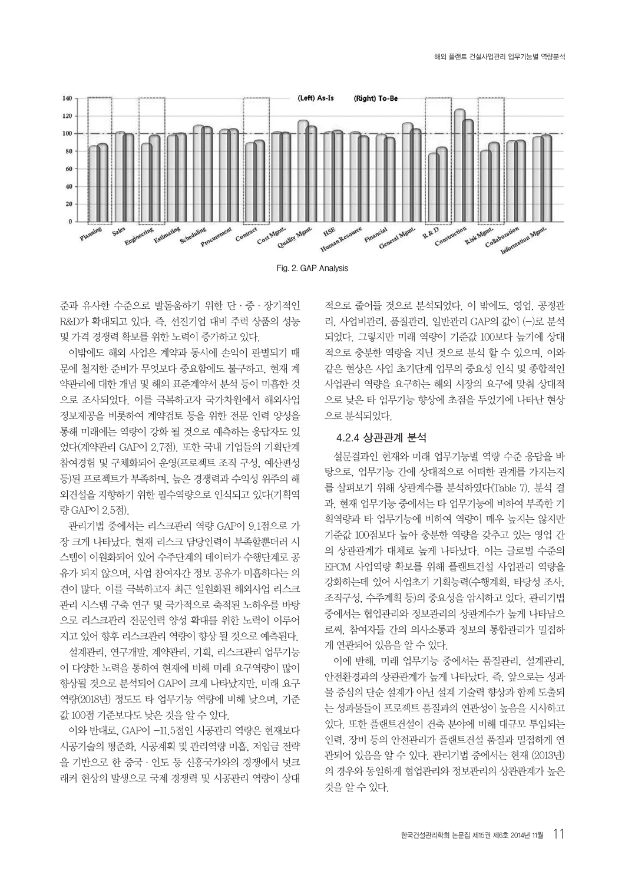Fig. 2. GAP Analysis

준과 유사한 수준으로 발돋움하기 위한 단 · 중 · 장기적인 R&D가 확대되고 있다. 즉, 선진기업 대비 주력 상품의 성능 및 가격 경쟁력 확보를 위한 노력이 증가하고 있다.

이밖에도 해외 사업은 계약과 동시에 손익이 판별되기 때문에 철저한 준비가 무엇보다 중요함에도 불구하고, 현재 계약관리에 대한 개념 및 해외 표준계약서 분석 등이 미흡한 것으로 조사되었다. 이를 극복하고자 국가차원에서 해외사업 정보제공을 비롯하여 계약검토 등을 위한 전문 인력 양성을 통해 미래에는 역량이 강화 될 것으로 예측하는 응답자도 있었다(계약관리 GAP이 2.7점). 또한 국내 기업들의 기획단계 참여경험 및 구체화되어 운영(프로젝트 조직 구성, 예산편성 등)된 프로젝트가 부족하며, 높은 경쟁력과 수익성 위주의 해외건설을 지향하기 위한 필수역량으로 인식되고 있다(기획역량 GAP이 2.5점).

관리기법 중에서는 리스크관리 역량 GAP이 9.1점으로 가장 크게 나타났다. 현재 리스크 담당인력이 부족할뿐더러 시스템이 이원화되어 있어 수주단계의 데이터가 수행단계로 공유가 되지 않으며, 사업 참여자간 정보 공유가 미흡하다는 의견이 많다. 이를 극복하고자 최근 일원화된 해외사업 리스크관리 시스템 구축 연구 및 국가적으로 축적된 노하우를 바탕으로 리스크관리 전문인력 양성 확대를 위한 노력이 이루어지고 있어 향후 리스크관리 역량이 향상 될 것으로 예측된다.

설계관리, 연구개발, 계약관리, 기획, 리스크관리 업무기능이 다양한 노력을 통하여 현재에 비해 미래 요구역량이 많이 향상될 것으로 분석되어 GAP이 크게 나타났지만, 미래 요구역량(2018년) 정도도 타 업무기능 역량에 비해 낮으며, 기준값 100점 기준보다도 낮은 것을 알 수 있다.

이와 반대로, GAP이 −11.5점인 시공관리 역량은 현재보다 시공기술의 평준화, 시공계획 및 관리역량 미흡, 저임금 전략을 기반으로 한 중국 · 인도 등 신흥국가와의 경쟁에서 넛크래커 현상의 발생으로 국제 경쟁력 및 시공관리 역량이 상대적으로 줄어들 것으로 분석되었다. 이 밖에도, 영업, 공정관리, 사업비관리, 품질관리, 일반관리 GAP의 값이 (−)로 분석되었다. 그렇지만 미래 역량이 기준값 100보다 높기에 상대적으로 충분한 역량을 지닌 것으로 분석 할 수 있으며, 이와 같은 현상은 사업 초기단계 업무의 중요성 인식 및 종합적인 사업관리 역량을 요구하는 해외 시장의 요구에 맞춰 상대적으로 낮은 타 업무기능 향상에 초점을 두었기에 나타난 현상으로 분석되었다.

#### 4.2.4 상관관계 분석

설문결과인 현재와 미래 업무기능별 역량 수준 응답을 바탕으로, 업무기능 간에 상대적으로 어떠한 관계를 가지는지를 살펴보기 위해 상관계수를 분석하였다(Table 7). 분석 결과, 현재 업무기능 중에서는 타 업무기능에 비하여 부족한 기획역량과 타 업무기능에 비하여 역량이 매우 높지는 않지만 기준값 100점보다 높아 충분한 역량을 갖추고 있는 영업 간의 상관관계가 대체로 높게 나타났다. 이는 글로벌 수준의 EPCM 사업역량 확보를 위해 플랜트건설 사업관리 역량을 강화하는데 있어 사업초기 기획능력(수행계획, 타당성 조사, 조직구성, 수주계획 등)의 중요성을 암시하고 있다. 관리기법 중에서는 협업관리와 정보관리의 상관계수가 높게 나타남으로써, 참여자들 간의 의사소통과 정보의 통합관리가 밀접하게 연관되어 있음을 알 수 있다.

이에 반해, 미래 업무기능 중에서는 품질관리, 설계관리, 안전환경과의 상관관계가 높게 나타났다. 즉, 앞으로는 성과물 중심의 단순 설계가 아닌 설계 기술력 향상과 함께 도출되는 성과물들이 프로젝트 품질과의 연관성이 높음을 시사하고 있다. 또한 플랜트건설이 건축 분야에 비해 대규모 투입되는 인력, 장비 등의 안전관리가 플랜트건설 품질과 밀접하게 연관되어 있음을 알 수 있다. 관리기법 중에서는 현재 (2013년)의 경우와 동일하게 협업관리와 정보관리의 상관관계가 높은 것을 알 수 있다.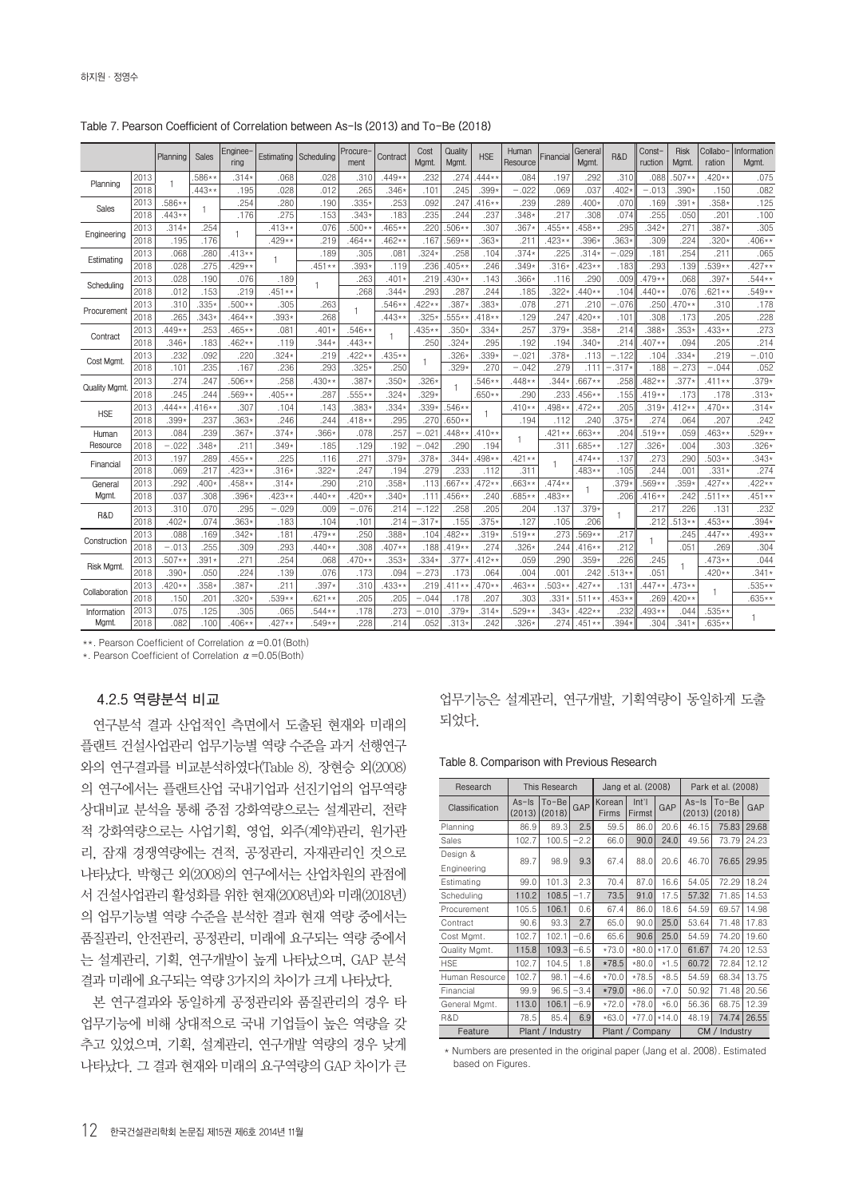Table 7. Pearson Coefficient of Correlation between As-Is (2013) and To-Be (2018)

| | | Planning | Sales | Engineering | Estimating | Scheduling | Procurement | Contract | Cost Mgmt. | Quality Mgmt. | HSE | Human Resource | Financial | General Mgmt. | R&D | Construction | Risk Mgmt. | Collaboration | Information Mgmt. |
|---|---|---|---|---|---|---|---|---|---|---|---|---|---|---|---|---|---|---|---|
| Planning | 2013 | 1 | .586** | .314* | .068 | .028 | .310 | .449** | .232 | .274 | .444** | .084 | .197 | .292 | .310 | .088 | .507** | .420** | .075 |
| | 2018 | | .443** | .195 | .028 | .012 | .265 | .346* | .101 | .245 | .399* | −.022 | .069 | .037 | .402* | −.013 | .390* | .150 | .082 |
| Sales | 2013 | .586** | 1 | .254 | .280 | .190 | .335* | .253 | .092 | .247 | .416** | .239 | .289 | .400* | .070 | .169 | .391* | .358* | .125 |
| | 2018 | .443** | | .176 | .275 | .153 | .343* | .183 | .235 | .244 | .237 | .348* | .217 | .308 | .074 | .255 | .050 | .201 | .100 |
| Engineering | 2013 | .314* | .254 | 1 | .413** | .076 | .500** | .465** | .220 | .506** | .307 | .367* | .455** | .458** | .295 | .342* | .271 | .387* | .305 |
| | 2018 | .195 | .176 | | .429** | .219 | .464** | .462** | .167 | .569** | .363* | .211 | .423** | .396* | .363* | .309 | .224 | .320* | .406** |
| Estimating | 2013 | .068 | .280 | .413** | 1 | .189 | .305 | .081 | .324* | .258 | .104 | .374* | .225 | .314* | −.029 | .181 | .254 | .211 | .065 |
| | 2018 | .028 | .275 | .429** | | .451** | .393* | .119 | .236 | .405** | .246 | .349* | .316* | .423** | .183 | .293 | .139 | .539** | .427** |
| Scheduling | 2013 | .028 | .190 | .076 | .189 | 1 | .263 | .401* | .219 | .430** | .143 | .366* | .116 | .290 | .009 | .479** | .068 | .397* | .544** |
| | 2018 | .012 | .153 | .219 | .451** | | .268 | .344* | .293 | .287 | .244 | .185 | .322* | .440** | .104 | .440** | .076 | .621** | .549** |
| Procurement | 2013 | .310 | .335* | .500** | .305 | .263 | 1 | .546** | .422** | .387* | .383* | .078 | .271 | .210 | −.076 | .250 | .470** | .310 | .178 |
| | 2018 | .265 | .343* | .464** | .393* | .268 | | .443** | .325* | .555** | .418** | .129 | .247 | .420** | .101 | .308 | .173 | .205 | .228 |
| Contract | 2013 | .449** | .253 | .465** | .081 | .401* | .546** | 1 | .435** | .350* | .334* | .257 | .379* | .358* | .214 | .388* | .353* | .433** | .273 |
| | 2018 | .346* | .183 | .462** | .119 | .344* | .443** | | .250 | .324* | .295 | .192 | .194 | .340* | .214 | .407** | .094 | .205 | .214 |
| Cost Mgmt. | 2013 | .232 | .092 | .220 | .324* | .219 | .422** | .435** | 1 | .326* | .339* | −.021 | .378* | .113 | −.122 | .104 | .334* | .219 | −.010 |
| | 2018 | .101 | .235 | .167 | .236 | .293 | .325* | .250 | | .329* | .270 | −.042 | .279 | .111 | −.317* | .188 | −.273 | −.044 | .052 |
| Quality Mgmt. | 2013 | .274 | .247 | .506** | .258 | .430** | .387* | .350* | .326* | 1 | .546** | .448** | .344* | .667** | .258 | .482** | .377* | .411** | .379* |
| | 2018 | .245 | .244 | .569** | .405** | .287 | .555** | .324* | .329* | | .650** | .290 | .233 | .456** | .155 | .419** | .173 | .178 | .313* |
| HSE | 2013 | .444** | .416** | .307 | .104 | .143 | .383* | .334* | .339* | .546** | 1 | .410** | .498** | .472** | .205 | .319* | .412** | .470** | .314* |
| | 2018 | .399* | .237 | .363* | .246 | .244 | .418** | .295 | .270 | .650** | | .194 | .112 | .240 | .375* | .274 | .064 | .207 | .242 |
| Human Resource | 2013 | .084 | .239 | .367* | .374* | .366* | .078 | .257 | −.021 | .448** | .410** | 1 | .421** | .663** | .204 | .519** | .059 | .463** | .529** |
| | 2018 | −.022 | .348* | .211 | .349* | .185 | .129 | .192 | −.042 | .290 | .194 | | .311 | .685** | .127 | .326* | .004 | .303 | .326* |
| Financial | 2013 | .197 | .289 | .455** | .225 | .116 | .271 | .379* | .378* | .344* | .498** | .421** | 1 | .474** | .137 | .273 | .290 | .503** | .343* |
| | 2018 | .069 | .217 | .423** | .316* | .322* | .247 | .194 | .279 | .233 | .112 | .311 | | .483** | .105 | .244 | .001 | .331* | .274 |
| General Mgmt. | 2013 | .292 | .400* | .458** | .314* | .290 | .210 | .358* | .113 | .667** | .472** | .663** | .474** | 1 | .379* | .569** | .359* | .427** | .422** |
| | 2018 | .037 | .308 | .396* | .423** | .440** | .420** | .340* | .111 | .456** | .240 | .685** | .483** | | .206 | .416** | .242 | .511** | .451** |
| R&D | 2013 | .310 | .070 | .295 | −.029 | .009 | −.076 | .214 | −.122 | .258 | .205 | .204 | .137 | .379* | 1 | .217 | .226 | .131 | .232 |
| | 2018 | .402* | .074 | .363* | .183 | .104 | .101 | .214 | −.317* | .155 | .375* | .127 | .105 | .206 | | .212 | .513** | .453** | .394* |
| Construction | 2013 | .088 | .169 | .342* | .181 | .479** | .250 | .388* | .104 | .482** | .319* | .519** | .273 | .569** | .217 | 1 | .245 | .447** | .493** |
| | 2018 | −.013 | .255 | .309 | .293 | .440** | .308 | .407** | .188 | .419** | .274 | .326* | .244 | .416** | .212 | | .051 | .269 | .304 |
| Risk Mgmt. | 2013 | .507** | .391* | .271 | .254 | .068 | .470** | .353* | .334* | .377* | .412** | .059 | .290 | .359* | .226 | .245 | 1 | .473** | .044 |
| | 2018 | .390* | .050 | .224 | .139 | .076 | .173 | .094 | −.273 | .173 | .064 | .004 | .001 | .242 | .513** | .051 | | .420** | .341* |
| Collaboration | 2013 | .420** | .358* | .387* | .211 | .397* | .310 | .433** | .219 | .411** | .470** | .463** | .503** | .427** | .131 | .447** | .473** | 1 | .535** |
| | 2018 | .150 | .201 | .320* | .539** | .621** | .205 | .205 | −.044 | .178 | .207 | .303 | .331* | .511** | .453** | .269 | .420** | | .635** |
| Information Mgmt. | 2013 | .075 | .125 | .305 | .065 | .544** | .178 | .273 | −.010 | .379* | .314* | .529** | .343* | .422** | .232 | .493** | .044 | .535** | 1 |
| | 2018 | .082 | .100 | .406** | .427** | .549** | .228 | .214 | .052 | .313* | .242 | .326* | .274 | .451** | .394* | .304 | .341* | .635** | |

**. Pearson Coefficient of Correlation $\alpha$=0.01(Both)

*. Pearson Coefficient of Correlation $\alpha$=0.05(Both)

### 4.2.5 역량분석 비교

연구분석 결과 산업적인 측면에서 도출된 현재와 미래의 플랜트 건설사업관리 업무기능별 역량 수준을 과거 선행연구와의 연구결과를 비교분석하였다(Table 8). 장현승 외(2008)의 연구에서는 플랜트산업 국내기업과 선진기업의 업무역량 상대비교 분석을 통해 중점 강화역량으로는 설계관리, 전략적 강화역량으로는 사업기획, 영업, 외주(계약)관리, 원가관리, 잠재 경쟁역량에는 견적, 공정관리, 자재관리인 것으로 나타났다. 박형근 외(2008)의 연구에서는 산업차원의 관점에서 건설사업관리 활성화를 위한 현재(2008년)와 미래(2018년)의 업무기능별 역량 수준을 분석한 결과 현재 역량 중에서는 품질관리, 안전관리, 공정관리, 미래에 요구되는 역량 중에서는 설계관리, 기획, 연구개발이 높게 나타났으며, GAP 분석 결과 미래에 요구되는 역량 3가지의 차이가 크게 나타났다.

본 연구결과와 동일하게 공정관리와 품질관리의 경우 타 업무기능에 비해 상대적으로 국내 기업들이 높은 역량을 갖추고 있었으며, 기획, 설계관리, 연구개발 역량의 경우 낮게 나타났다. 그 결과 현재와 미래의 요구역량의 GAP 차이가 큰 업무기능은 설계관리, 연구개발, 기획역량이 동일하게 도출되었다.

Table 8. Comparison with Previous Research

| Research | This Research | | | Jang et al. (2008) | | | Park et al. (2008) | | |
|---|---|---|---|---|---|---|---|---|---|
| Classification | As-Is (2013) | To-Be (2018) | GAP | Korean Firms | Int'l Firmst | GAP | As-Is (2013) | To-Be (2018) | GAP |
| Planning | 86.9 | 89.3 | 2.5 | 59.5 | 86.0 | 20.6 | 46.15 | 75.83 | 29.68 |
| Sales | 102.7 | 100.5 | −2.2 | 66.0 | 90.0 | 24.0 | 49.56 | 73.79 | 24.23 |
| Design & Engineering | 89.7 | 98.9 | 9.3 | 67.4 | 88.0 | 20.6 | 46.70 | 76.65 | 29.95 |
| Estimating | 99.0 | 101.3 | 2.3 | 70.4 | 87.0 | 16.6 | 54.05 | 72.29 | 18.24 |
| Scheduling | 110.2 | 108.5 | −1.7 | 73.5 | 91.0 | 17.5 | 57.32 | 71.85 | 14.53 |
| Procurement | 105.5 | 106.1 | 0.6 | 67.4 | 86.0 | 18.6 | 54.59 | 69.57 | 14.98 |
| Contract | 90.6 | 93.3 | 2.7 | 65.0 | 90.0 | 25.0 | 53.64 | 71.48 | 17.83 |
| Cost Mgmt. | 102.7 | 102.1 | −0.6 | 65.6 | 90.6 | 25.0 | 54.59 | 74.20 | 19.60 |
| Quality Mgmt. | 115.8 | 109.3 | −6.5 | *73.0 | *80.0 | *17.0 | 61.67 | 74.20 | 12.53 |
| HSE | 102.7 | 104.5 | 1.8 | *78.5 | *80.0 | *1.5 | 60.72 | 72.84 | 12.12 |
| Human Resource | 102.7 | 98.1 | −4.6 | *70.0 | *78.5 | *8.5 | 54.59 | 68.34 | 13.75 |
| Financial | 99.9 | 96.5 | −3.4 | *79.0 | *86.0 | *7.0 | 50.92 | 71.48 | 20.56 |
| General Mgmt. | 113.0 | 106.1 | −6.9 | *72.0 | *78.0 | *6.0 | 56.36 | 68.75 | 12.39 |
| R&D | 78.5 | 85.4 | 6.9 | *63.0 | *77.0 | *14.0 | 48.19 | 74.74 | 26.55 |
| Feature | Plant / Industry | | | Plant / Company | | | CM / Industry | | |

* Numbers are presented in the original paper (Jang et al. 2008). Estimated based on Figures.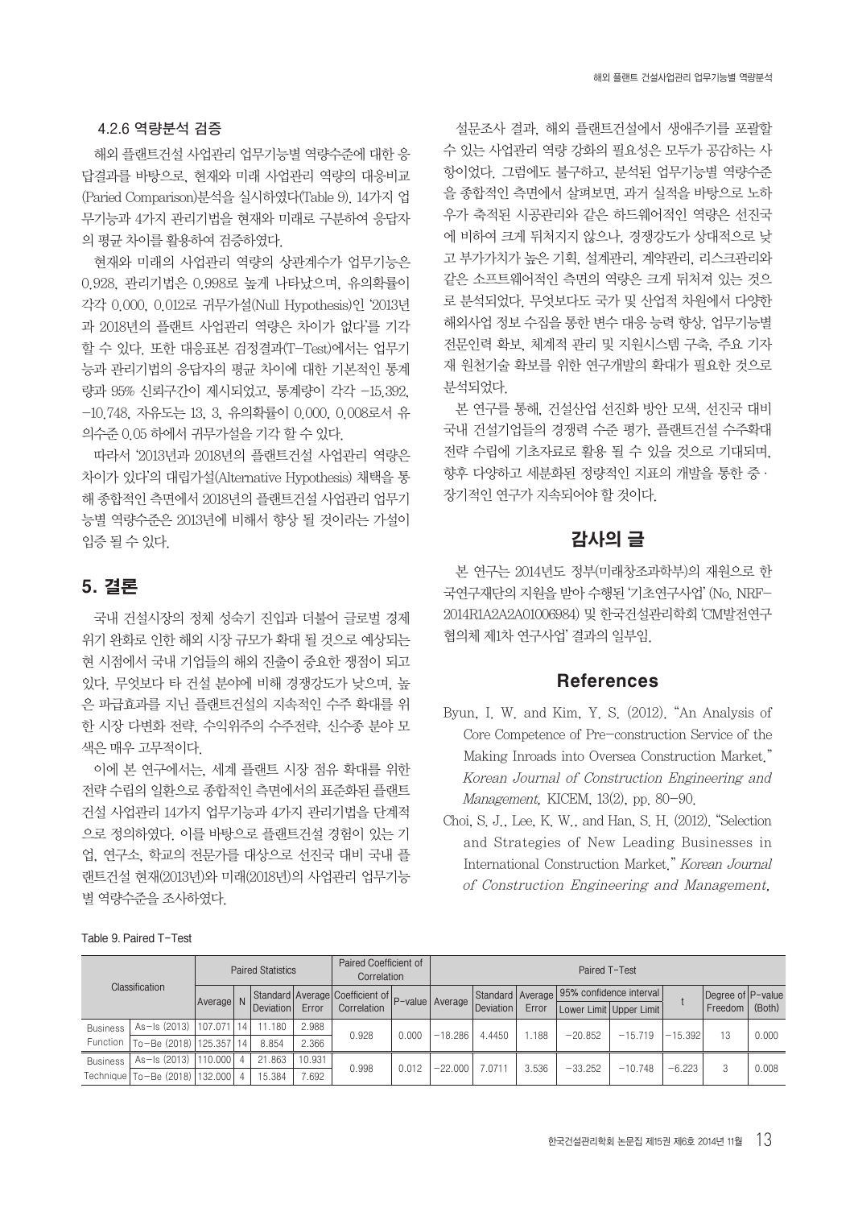### 4.2.6 역량분석 검증

해외 플랜트건설 사업관리 업무기능별 역량수준에 대한 응답결과를 바탕으로, 현재와 미래 사업관리 역량의 대응비교(Paried Comparison)분석을 실시하였다(Table 9). 14가지 업무기능과 4가지 관리기법을 현재와 미래로 구분하여 응답자의 평균 차이를 활용하여 검증하였다.

현재와 미래의 사업관리 역량의 상관계수가 업무기능은 0.928, 관리기법은 0.998로 높게 나타났으며, 유의확률이 각각 0.000, 0.012로 귀무가설(Null Hypothesis)인 '2013년과 2018년의 플랜트 사업관리 역량은 차이가 없다'를 기각할 수 있다. 또한 대응표본 검정결과(T-Test)에서는 업무기능과 관리기법의 응답자의 평균 차이에 대한 기본적인 통계량과 95% 신뢰구간이 제시되었고, 통계량이 각각 −15.392, −10.748, 자유도는 13, 3, 유의확률이 0.000, 0.008로서 유의수준 0.05 하에서 귀무가설을 기각 할 수 있다.

따라서 '2013년과 2018년의 플랜트건설 사업관리 역량은 차이가 있다'의 대립가설(Alternative Hypothesis) 채택을 통해 종합적인 측면에서 2018년의 플랜트건설 사업관리 업무기능별 역량수준은 2013년에 비해서 향상 될 것이라는 가설이 입증 될 수 있다.

## 5. 결론

국내 건설시장의 정체 성숙기 진입과 더불어 글로벌 경제위기 완화로 인한 해외 시장 규모가 확대 될 것으로 예상되는 현 시점에서 국내 기업들의 해외 진출이 중요한 쟁점이 되고 있다. 무엇보다 타 건설 분야에 비해 경쟁강도가 낮으며, 높은 파급효과를 지닌 플랜트건설의 지속적인 수주 확대를 위한 시장 다변화 전략, 수익위주의 수주전략, 신수종 분야 모색은 매우 고무적이다.

이에 본 연구에서는, 세계 플랜트 시장 점유 확대를 위한 전략 수립의 일환으로 종합적인 측면에서의 표준화된 플랜트건설 사업관리 14가지 업무기능과 4가지 관리기법을 단계적으로 정의하였다. 이를 바탕으로 플랜트건설 경험이 있는 기업, 연구소, 학교의 전문가를 대상으로 선진국 대비 국내 플랜트건설 현재(2013년)와 미래(2018년)의 사업관리 업무기능별 역량수준을 조사하였다.

설문조사 결과, 해외 플랜트건설에서 생애주기를 포괄할 수 있는 사업관리 역량 강화의 필요성은 모두가 공감하는 사항이었다. 그럼에도 불구하고, 분석된 업무기능별 역량수준을 종합적인 측면에서 살펴보면, 과거 실적을 바탕으로 노하우가 축적된 시공관리와 같은 하드웨어적인 역량은 선진국에 비하여 크게 뒤처지지 않으나, 경쟁강도가 상대적으로 낮고 부가가치가 높은 기획, 설계관리, 계약관리, 리스크관리와 같은 소프트웨어적인 측면의 역량은 크게 뒤처져 있는 것으로 분석되었다. 무엇보다도 국가 및 산업적 차원에서 다양한 해외사업 정보 수집을 통한 변수 대응 능력 향상, 업무기능별 전문인력 확보, 체계적 관리 및 지원시스템 구축, 주요 기자재 원천기술 확보를 위한 연구개발의 확대가 필요한 것으로 분석되었다.

본 연구를 통해, 건설산업 선진화 방안 모색, 선진국 대비 국내 건설기업들의 경쟁력 수준 평가, 플랜트건설 수주확대 전략 수립에 기초자료로 활용 될 수 있을 것으로 기대되며, 향후 다양하고 세분화된 정량적인 지표의 개발을 통한 중·장기적인 연구가 지속되어야 할 것이다.

## 감사의 글

본 연구는 2014년도 정부(미래창조과학부)의 재원으로 한국연구재단의 지원을 받아 수행된 '기초연구사업' (No. NRF-2014R1A2A2A01006984) 및 한국건설관리학회 'CM발전연구협의체 제1차 연구사업' 결과의 일부임.

## References

Byun, I. W. and Kim, Y. S. (2012). "An Analysis of Core Competence of Pre-construction Service of the Making Inroads into Oversea Construction Market." *Korean Journal of Construction Engineering and Management*, KICEM, 13(2), pp. 80-90.

Choi, S. J., Lee, K. W., and Han, S. H. (2012). "Selection and Strategies of New Leading Businesses in International Construction Market." *Korean Journal of Construction Engineering and Management*,

Table 9. Paired T-Test

| Classification | | Paired Statistics | | | | Paired Coefficient of Correlation | | Paired T-Test | | | | | | | |
|---|---|---|---|---|---|---|---|---|---|---|---|---|---|---|---|
| | | Average | N | Standard Deviation | Average Error | Coefficient of Correlation | P-value | Average | Standard Deviation | Average Error | 95% confidence interval Lower Limit | 95% confidence interval Upper Limit | t | Degree of Freedom | P-value (Both) |
| Business Function | As-Is (2013) | 107.071 | 14 | 11.180 | 2.988 | 0.928 | 0.000 | −18.286 | 4.4450 | 1.188 | −20.852 | −15.719 | −15.392 | 13 | 0.000 |
| | To-Be (2018) | 125.357 | 14 | 8.854 | 2.366 | | | | | | | | | | |
| Business Technique | As-Is (2013) | 110.000 | 4 | 21.863 | 10.931 | 0.998 | 0.012 | −22.000 | 7.0711 | 3.536 | −33.252 | −10.748 | −6.223 | 3 | 0.008 |
| | To-Be (2018) | 132.000 | 4 | 15.384 | 7.692 | | | | | | | | | | |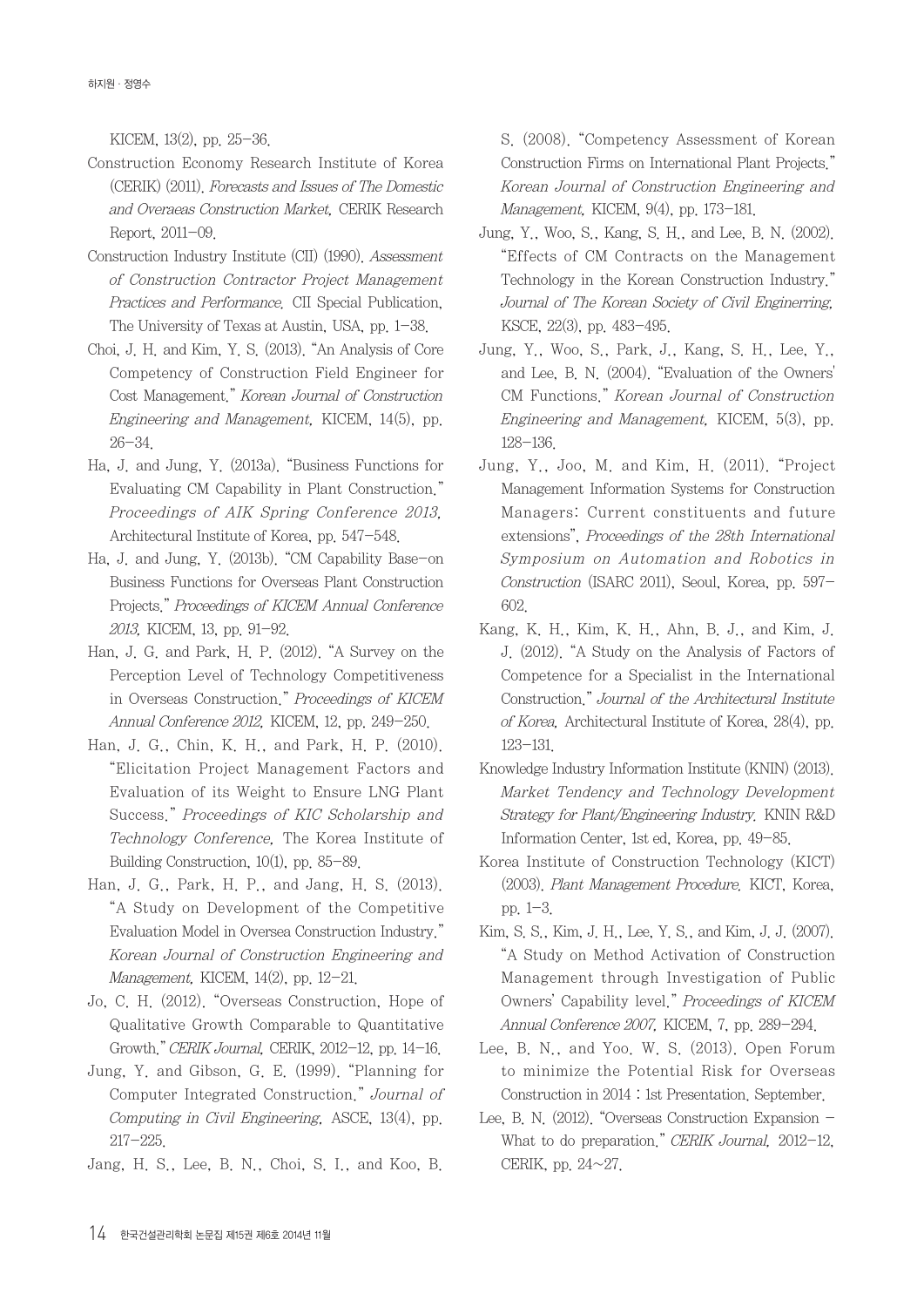KICEM, 13(2), pp. 25-36.

Construction Economy Research Institute of Korea (CERIK) (2011). *Forecasts and Issues of The Domestic and Overaeas Construction Market,* CERIK Research Report, 2011-09.

Construction Industry Institute (CII) (1990). *Assessment of Construction Contractor Project Management Practices and Performance.* CII Special Publication, The University of Texas at Austin, USA, pp. 1-38.

Choi, J. H. and Kim, Y. S. (2013). "An Analysis of Core Competency of Construction Field Engineer for Cost Management." *Korean Journal of Construction Engineering and Management,* KICEM, 14(5), pp. 26-34.

Ha, J. and Jung, Y. (2013a). "Business Functions for Evaluating CM Capability in Plant Construction." *Proceedings of AIK Spring Conference 2013,* Architectural Institute of Korea, pp. 547-548.

Ha, J. and Jung, Y. (2013b). "CM Capability Base-on Business Functions for Overseas Plant Construction Projects." *Proceedings of KICEM Annual Conference 2013,* KICEM, 13, pp. 91-92.

Han, J. G. and Park, H. P. (2012). "A Survey on the Perception Level of Technology Competitiveness in Overseas Construction." *Proceedings of KICEM Annual Conference 2012,* KICEM, 12, pp. 249-250.

Han, J. G., Chin, K. H., and Park, H. P. (2010). "Elicitation Project Management Factors and Evaluation of its Weight to Ensure LNG Plant Success." *Proceedings of KIC Scholarship and Technology Conference,* The Korea Institute of Building Construction, 10(1), pp. 85-89.

Han, J. G., Park, H. P., and Jang, H. S. (2013). "A Study on Development of the Competitive Evaluation Model in Oversea Construction Industry." *Korean Journal of Construction Engineering and Management,* KICEM, 14(2), pp. 12-21.

Jo, C. H. (2012). "Overseas Construction, Hope of Qualitative Growth Comparable to Quantitative Growth." *CERIK Journal,* CERIK, 2012-12, pp. 14-16.

Jung, Y. and Gibson, G. E. (1999). "Planning for Computer Integrated Construction." *Journal of Computing in Civil Engineering,* ASCE, 13(4), pp. 217-225.

Jang, H. S., Lee, B. N., Choi, S. I., and Koo, B. S. (2008). "Competency Assessment of Korean Construction Firms on International Plant Projects." *Korean Journal of Construction Engineering and Management,* KICEM, 9(4), pp. 173-181.

Jung, Y., Woo, S., Kang, S. H., and Lee, B. N. (2002). "Effects of CM Contracts on the Management Technology in the Korean Construction Industry." *Journal of The Korean Society of Civil Enginerring,* KSCE, 22(3), pp. 483-495.

Jung, Y., Woo, S., Park, J., Kang, S. H., Lee, Y., and Lee, B. N. (2004). "Evaluation of the Owners' CM Functions." *Korean Journal of Construction Engineering and Management,* KICEM, 5(3), pp. 128-136.

Jung, Y., Joo, M. and Kim, H. (2011). "Project Management Information Systems for Construction Managers: Current constituents and future extensions", *Proceedings of the 28th International Symposium on Automation and Robotics in Construction* (ISARC 2011), Seoul, Korea, pp. 597-602.

Kang, K. H., Kim, K. H., Ahn, B. J., and Kim, J. J. (2012). "A Study on the Analysis of Factors of Competence for a Specialist in the International Construction." *Journal of the Architectural Institute of Korea,* Architectural Institute of Korea, 28(4), pp. 123-131.

Knowledge Industry Information Institute (KNIN) (2013). *Market Tendency and Technology Development Strategy for Plant/Engineering Industry,* KNIN R&D Information Center, 1st ed, Korea, pp. 49-85.

Korea Institute of Construction Technology (KICT) (2003). *Plant Management Procedure,* KICT, Korea, pp. 1-3.

Kim, S. S., Kim, J. H., Lee, Y. S., and Kim, J. J. (2007). "A Study on Method Activation of Construction Management through Investigation of Public Owners' Capability level." *Proceedings of KICEM Annual Conference 2007,* KICEM, 7, pp. 289-294.

Lee, B. N., and Yoo. W. S. (2013). Open Forum to minimize the Potential Risk for Overseas Construction in 2014 : 1st Presentation. September.

Lee, B. N. (2012). "Overseas Construction Expansion - What to do preparation." *CERIK Journal,* 2012-12, CERIK, pp. 24~27.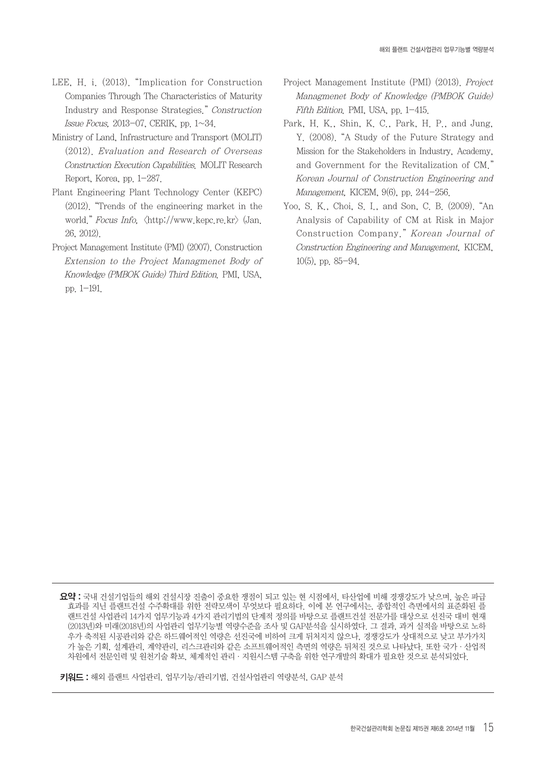LEE, H. i. (2013). "Implication for Construction Companies Through The Characteristics of Maturity Industry and Response Strategies." *Construction Issue Focus*, 2013-07, CERIK, pp. 1~34.

Ministry of Land, Infrastructure and Transport (MOLIT) (2012). *Evaluation and Research of Overseas Construction Execution Capabilities*. MOLIT Research Report, Korea, pp. 1-287.

Plant Engineering Plant Technology Center (KEPC) (2012). "Trends of the engineering market in the world." *Focus Info*, 〈http://www.kepc.re.kr〉 (Jan. 26, 2012).

Project Management Institute (PMI) (2007). Construction *Extension to the Project Managmenet Body of Knowledge (PMBOK Guide) Third Edition*, PMI, USA, pp. 1-191.

Project Management Institute (PMI) (2013). *Project Managmenet Body of Knowledge (PMBOK Guide) Fifth Edition*, PMI, USA, pp. 1-415.

Park, H. K., Shin, K. C., Park, H. P., and Jung, Y. (2008). "A Study of the Future Strategy and Mission for the Stakeholders in Industry, Academy, and Government for the Revitalization of CM." *Korean Journal of Construction Engineering and Management*, KICEM, 9(6), pp. 244-256.

Yoo, S. K., Choi, S. I., and Son, C. B. (2009). "An Analysis of Capability of CM at Risk in Major Construction Company." *Korean Journal of Construction Engineering and Management*, KICEM, 10(5), pp. 85-94.

---

**요약 :** 국내 건설기업들의 해외 건설시장 진출이 중요한 쟁점이 되고 있는 현 시점에서, 타산업에 비해 경쟁강도가 낮으며, 높은 파급효과를 지닌 플랜트건설 수주확대를 위한 전략모색이 무엇보다 필요하다. 이에 본 연구에서는, 종합적인 측면에서의 표준화된 플랜트건설 사업관리 14가지 업무기능과 4가지 관리기법의 단계적 정의를 바탕으로 플랜트건설 전문가를 대상으로 선진국 대비 현재(2013년)와 미래(2018년)의 사업관리 업무기능별 역량수준을 조사 및 GAP분석을 실시하였다. 그 결과, 과거 실적을 바탕으로 노하우가 축적된 시공관리와 같은 하드웨어적인 역량은 선진국에 비하여 크게 뒤처지지 않으나, 경쟁강도가 상대적으로 낮고 부가가치가 높은 기획, 설계관리, 계약관리, 리스크관리와 같은 소프트웨어적인 측면의 역량은 뒤처진 것으로 나타났다. 또한 국가 · 산업적 차원에서 전문인력 및 원천기술 확보, 체계적인 관리 · 지원시스템 구축을 위한 연구개발의 확대가 필요한 것으로 분석되었다.

**키워드 :** 해외 플랜트 사업관리, 업무기능/관리기법, 건설사업관리 역량분석, GAP 분석